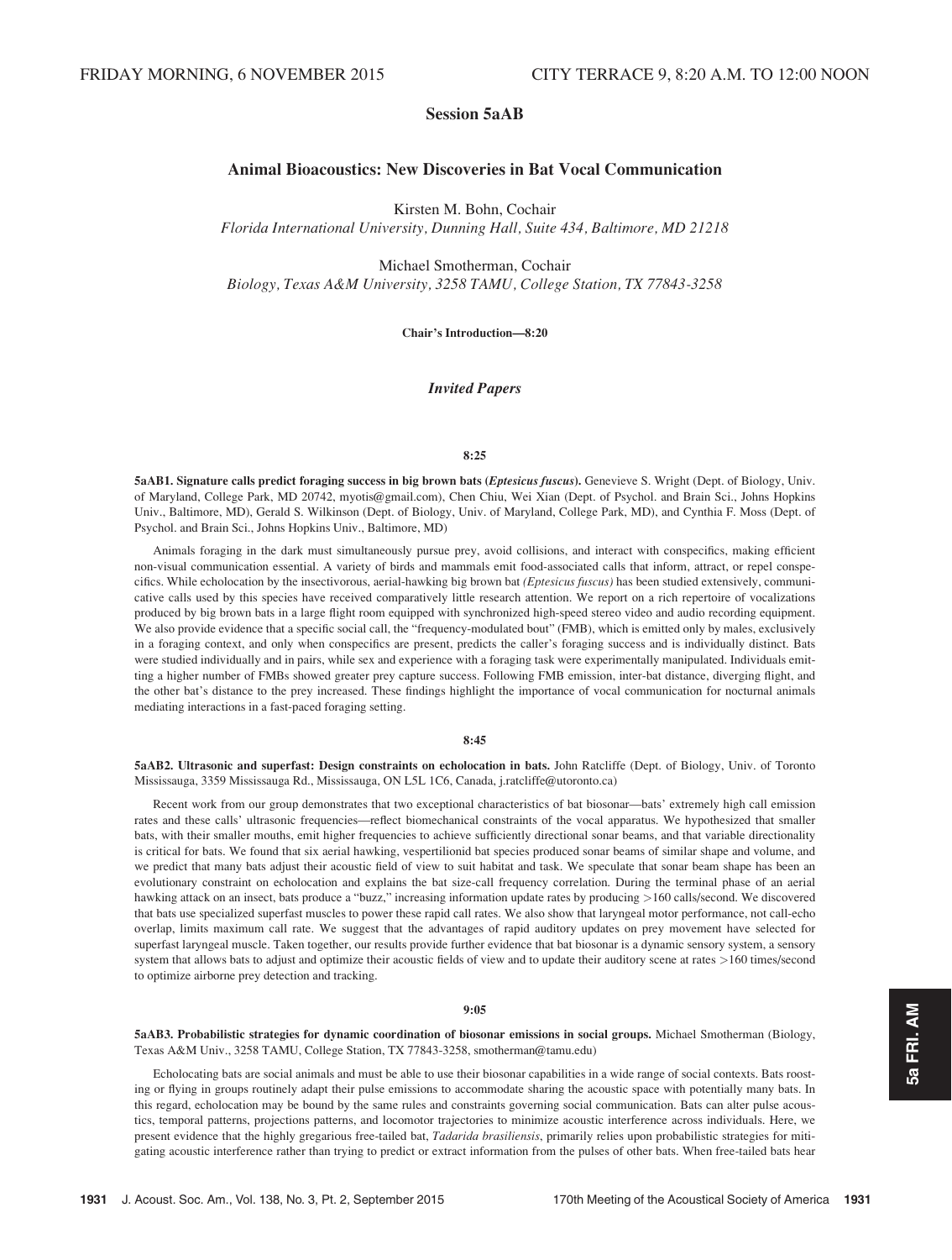FRIDAY MORNING, 6 NOVEMBER 2015 CITY TERRACE 9, 8:20 A.M. TO 12:00 NOON

# Session 5aAB

## Animal Bioacoustics: New Discoveries in Bat Vocal Communication

Kirsten M. Bohn, Cochair
*Florida International University, Dunning Hall, Suite 434, Baltimore, MD 21218*

Michael Smotherman, Cochair
*Biology, Texas A&M University, 3258 TAMU, College Station, TX 77843-3258*

**Chair's Introduction—8:20**

### *Invited Papers*

**8:25**

**5aAB1. Signature calls predict foraging success in big brown bats (*Eptesicus fuscus*).** Genevieve S. Wright (Dept. of Biology, Univ. of Maryland, College Park, MD 20742, myotis@gmail.com), Chen Chiu, Wei Xian (Dept. of Psychol. and Brain Sci., Johns Hopkins Univ., Baltimore, MD), Gerald S. Wilkinson (Dept. of Biology, Univ. of Maryland, College Park, MD), and Cynthia F. Moss (Dept. of Psychol. and Brain Sci., Johns Hopkins Univ., Baltimore, MD)

Animals foraging in the dark must simultaneously pursue prey, avoid collisions, and interact with conspecifics, making efficient non-visual communication essential. A variety of birds and mammals emit food-associated calls that inform, attract, or repel conspecifics. While echolocation by the insectivorous, aerial-hawking big brown bat *(Eptesicus fuscus)* has been studied extensively, communicative calls used by this species have received comparatively little research attention. We report on a rich repertoire of vocalizations produced by big brown bats in a large flight room equipped with synchronized high-speed stereo video and audio recording equipment. We also provide evidence that a specific social call, the "frequency-modulated bout" (FMB), which is emitted only by males, exclusively in a foraging context, and only when conspecifics are present, predicts the caller's foraging success and is individually distinct. Bats were studied individually and in pairs, while sex and experience with a foraging task were experimentally manipulated. Individuals emitting a higher number of FMBs showed greater prey capture success. Following FMB emission, inter-bat distance, diverging flight, and the other bat's distance to the prey increased. These findings highlight the importance of vocal communication for nocturnal animals mediating interactions in a fast-paced foraging setting.

**8:45**

**5aAB2. Ultrasonic and superfast: Design constraints on echolocation in bats.** John Ratcliffe (Dept. of Biology, Univ. of Toronto Mississauga, 3359 Mississauga Rd., Mississauga, ON L5L 1C6, Canada, j.ratcliffe@utoronto.ca)

Recent work from our group demonstrates that two exceptional characteristics of bat biosonar—bats' extremely high call emission rates and these calls' ultrasonic frequencies—reflect biomechanical constraints of the vocal apparatus. We hypothesized that smaller bats, with their smaller mouths, emit higher frequencies to achieve sufficiently directional sonar beams, and that variable directionality is critical for bats. We found that six aerial hawking, vespertilionid bat species produced sonar beams of similar shape and volume, and we predict that many bats adjust their acoustic field of view to suit habitat and task. We speculate that sonar beam shape has been an evolutionary constraint on echolocation and explains the bat size-call frequency correlation. During the terminal phase of an aerial hawking attack on an insect, bats produce a "buzz," increasing information update rates by producing >160 calls/second. We discovered that bats use specialized superfast muscles to power these rapid call rates. We also show that laryngeal motor performance, not call-echo overlap, limits maximum call rate. We suggest that the advantages of rapid auditory updates on prey movement have selected for superfast laryngeal muscle. Taken together, our results provide further evidence that bat biosonar is a dynamic sensory system, a sensory system that allows bats to adjust and optimize their acoustic fields of view and to update their auditory scene at rates >160 times/second to optimize airborne prey detection and tracking.

**9:05**

**5aAB3. Probabilistic strategies for dynamic coordination of biosonar emissions in social groups.** Michael Smotherman (Biology, Texas A&M Univ., 3258 TAMU, College Station, TX 77843-3258, smotherman@tamu.edu)

Echolocating bats are social animals and must be able to use their biosonar capabilities in a wide range of social contexts. Bats roosting or flying in groups routinely adapt their pulse emissions to accommodate sharing the acoustic space with potentially many bats. In this regard, echolocation may be bound by the same rules and constraints governing social communication. Bats can alter pulse acoustics, temporal patterns, projections patterns, and locomotor trajectories to minimize acoustic interference across individuals. Here, we present evidence that the highly gregarious free-tailed bat, *Tadarida brasiliensis*, primarily relies upon probabilistic strategies for mitigating acoustic interference rather than trying to predict or extract information from the pulses of other bats. When free-tailed bats hear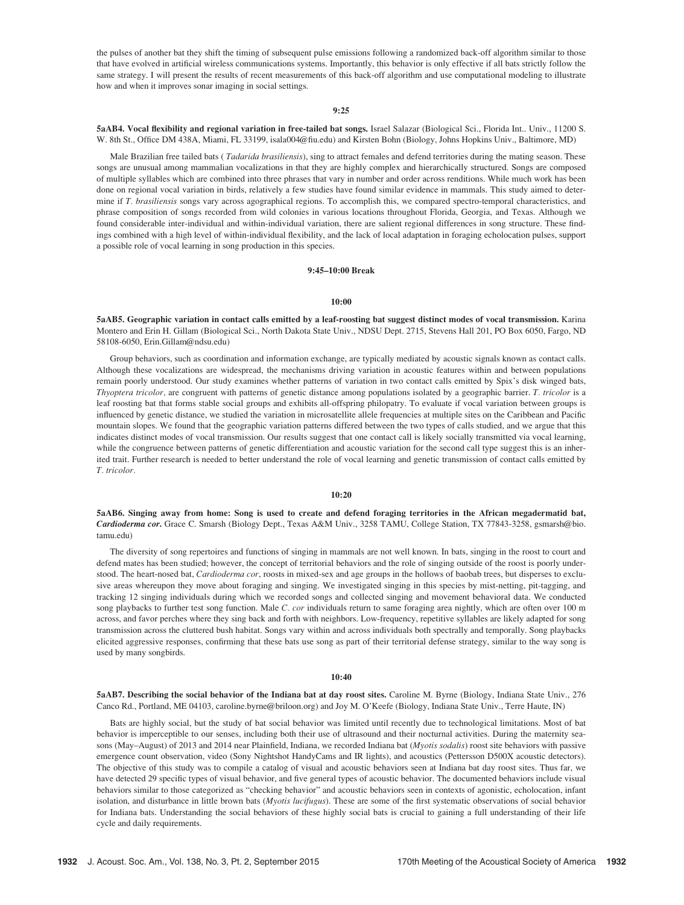the pulses of another bat they shift the timing of subsequent pulse emissions following a randomized back-off algorithm similar to those that have evolved in artificial wireless communications systems. Importantly, this behavior is only effective if all bats strictly follow the same strategy. I will present the results of recent measurements of this back-off algorithm and use computational modeling to illustrate how and when it improves sonar imaging in social settings.

**9:25**

**5aAB4. Vocal flexibility and regional variation in free-tailed bat songs.** Israel Salazar (Biological Sci., Florida Int.. Univ., 11200 S. W. 8th St., Office DM 438A, Miami, FL 33199, isala004@fiu.edu) and Kirsten Bohn (Biology, Johns Hopkins Univ., Baltimore, MD)

Male Brazilian free tailed bats ( *Tadarida brasiliensis*), sing to attract females and defend territories during the mating season. These songs are unusual among mammalian vocalizations in that they are highly complex and hierarchically structured. Songs are composed of multiple syllables which are combined into three phrases that vary in number and order across renditions. While much work has been done on regional vocal variation in birds, relatively a few studies have found similar evidence in mammals. This study aimed to determine if *T. brasiliensis* songs vary across agographical regions. To accomplish this, we compared spectro-temporal characteristics, and phrase composition of songs recorded from wild colonies in various locations throughout Florida, Georgia, and Texas. Although we found considerable inter-individual and within-individual variation, there are salient regional differences in song structure. These findings combined with a high level of within-individual flexibility, and the lack of local adaptation in foraging echolocation pulses, support a possible role of vocal learning in song production in this species.

**9:45–10:00 Break**

**10:00**

**5aAB5. Geographic variation in contact calls emitted by a leaf-roosting bat suggest distinct modes of vocal transmission.** Karina Montero and Erin H. Gillam (Biological Sci., North Dakota State Univ., NDSU Dept. 2715, Stevens Hall 201, PO Box 6050, Fargo, ND 58108-6050, Erin.Gillam@ndsu.edu)

Group behaviors, such as coordination and information exchange, are typically mediated by acoustic signals known as contact calls. Although these vocalizations are widespread, the mechanisms driving variation in acoustic features within and between populations remain poorly understood. Our study examines whether patterns of variation in two contact calls emitted by Spix's disk winged bats, *Thyoptera tricolor,* are congruent with patterns of genetic distance among populations isolated by a geographic barrier. *T. tricolor* is a leaf roosting bat that forms stable social groups and exhibits all-offspring philopatry. To evaluate if vocal variation between groups is influenced by genetic distance, we studied the variation in microsatellite allele frequencies at multiple sites on the Caribbean and Pacific mountain slopes. We found that the geographic variation patterns differed between the two types of calls studied, and we argue that this indicates distinct modes of vocal transmission. Our results suggest that one contact call is likely socially transmitted via vocal learning, while the congruence between patterns of genetic differentiation and acoustic variation for the second call type suggest this is an inherited trait. Further research is needed to better understand the role of vocal learning and genetic transmission of contact calls emitted by *T. tricolor*.

**10:20**

**5aAB6. Singing away from home: Song is used to create and defend foraging territories in the African megadermatid bat, *Cardioderma cor*.** Grace C. Smarsh (Biology Dept., Texas A&M Univ., 3258 TAMU, College Station, TX 77843-3258, gsmarsh@bio.tamu.edu)

The diversity of song repertoires and functions of singing in mammals are not well known. In bats, singing in the roost to court and defend mates has been studied; however, the concept of territorial behaviors and the role of singing outside of the roost is poorly understood. The heart-nosed bat, *Cardioderma cor*, roosts in mixed-sex and age groups in the hollows of baobab trees, but disperses to exclusive areas whereupon they move about foraging and singing. We investigated singing in this species by mist-netting, pit-tagging, and tracking 12 singing individuals during which we recorded songs and collected singing and movement behavioral data. We conducted song playbacks to further test song function. Male *C. cor* individuals return to same foraging area nightly, which are often over 100 m across, and favor perches where they sing back and forth with neighbors. Low-frequency, repetitive syllables are likely adapted for song transmission across the cluttered bush habitat. Songs vary within and across individuals both spectrally and temporally. Song playbacks elicited aggressive responses, confirming that these bats use song as part of their territorial defense strategy, similar to the way song is used by many songbirds.

**10:40**

**5aAB7. Describing the social behavior of the Indiana bat at day roost sites.** Caroline M. Byrne (Biology, Indiana State Univ., 276 Canco Rd., Portland, ME 04103, caroline.byrne@briloon.org) and Joy M. O'Keefe (Biology, Indiana State Univ., Terre Haute, IN)

Bats are highly social, but the study of bat social behavior was limited until recently due to technological limitations. Most of bat behavior is imperceptible to our senses, including both their use of ultrasound and their nocturnal activities. During the maternity seasons (May–August) of 2013 and 2014 near Plainfield, Indiana, we recorded Indiana bat (*Myotis sodalis*) roost site behaviors with passive emergence count observation, video (Sony Nightshot HandyCams and IR lights), and acoustics (Pettersson D500X acoustic detectors). The objective of this study was to compile a catalog of visual and acoustic behaviors seen at Indiana bat day roost sites. Thus far, we have detected 29 specific types of visual behavior, and five general types of acoustic behavior. The documented behaviors include visual behaviors similar to those categorized as "checking behavior" and acoustic behaviors seen in contexts of agonistic, echolocation, infant isolation, and disturbance in little brown bats (*Myotis lucifugus*). These are some of the first systematic observations of social behavior for Indiana bats. Understanding the social behaviors of these highly social bats is crucial to gaining a full understanding of their life cycle and daily requirements.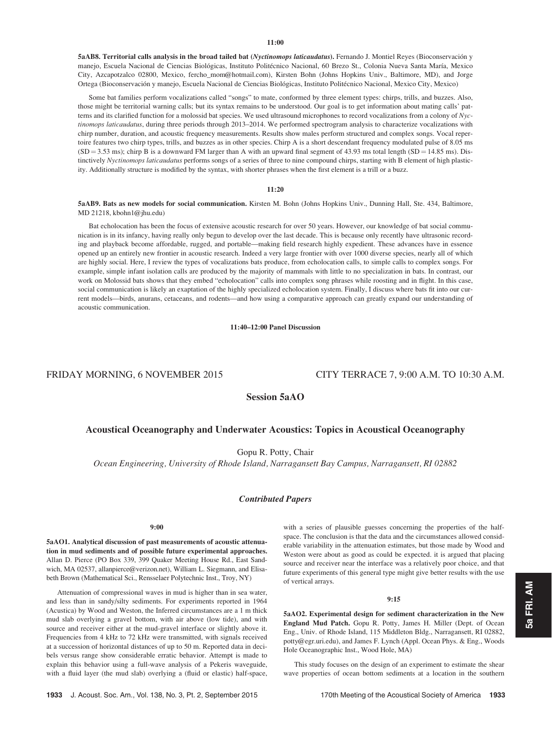**11:00**

**5aAB8. Territorial calls analysis in the broad tailed bat (*Nyctinomops laticaudatus*).** Fernando J. Montiel Reyes (Bioconservación y manejo, Escuela Nacional de Ciencias Biológicas, Instituto Politécnico Nacional, 60 Brezo St., Colonia Nueva Santa María, Mexico City, Azcapotzalco 02800, Mexico, fercho_mom@hotmail.com), Kirsten Bohn (Johns Hopkins Univ., Baltimore, MD), and Jorge Ortega (Bioconservación y manejo, Escuela Nacional de Ciencias Biológicas, Instituto Politécnico Nacional, Mexico City, Mexico)

Some bat families perform vocalizations called "songs" to mate, conformed by three element types: chirps, trills, and buzzes. Also, those might be territorial warning calls; but its syntax remains to be understood. Our goal is to get information about mating calls' patterns and its clarified function for a molossid bat species. We used ultrasound microphones to record vocalizations from a colony of *Nyctinomops laticaudatus*, during three periods through 2013–2014. We performed spectrogram analysis to characterize vocalizations with chirp number, duration, and acoustic frequency measurements. Results show males perform structured and complex songs. Vocal repertoire features two chirp types, trills, and buzzes as in other species. Chirp A is a short descendant frequency modulated pulse of 8.05 ms (SD = 3.53 ms); chirp B is a downward FM larger than A with an upward final segment of 43.93 ms total length (SD = 14.85 ms). Distinctively *Nyctinomops laticaudatus* performs songs of a series of three to nine compound chirps, starting with B element of high plasticity. Additionally structure is modified by the syntax, with shorter phrases when the first element is a trill or a buzz.

**11:20**

**5aAB9. Bats as new models for social communication.** Kirsten M. Bohn (Johns Hopkins Univ., Dunning Hall, Ste. 434, Baltimore, MD 21218, kbohn1@jhu.edu)

Bat echolocation has been the focus of extensive acoustic research for over 50 years. However, our knowledge of bat social communication is in its infancy, having really only begun to develop over the last decade. This is because only recently have ultrasonic recording and playback become affordable, rugged, and portable—making field research highly expedient. These advances have in essence opened up an entirely new frontier in acoustic research. Indeed a very large frontier with over 1000 diverse species, nearly all of which are highly social. Here, I review the types of vocalizations bats produce, from echolocation calls, to simple calls to complex songs. For example, simple infant isolation calls are produced by the majority of mammals with little to no specialization in bats. In contrast, our work on Molossid bats shows that they embed "echolocation" calls into complex song phrases while roosting and in flight. In this case, social communication is likely an exaptation of the highly specialized echolocation system. Finally, I discuss where bats fit into our current models—birds, anurans, cetaceans, and rodents—and how using a comparative approach can greatly expand our understanding of acoustic communication.

**11:40–12:00 Panel Discussion**

FRIDAY MORNING, 6 NOVEMBER 2015 — CITY TERRACE 7, 9:00 A.M. TO 10:30 A.M.

## Session 5aAO

### Acoustical Oceanography and Underwater Acoustics: Topics in Acoustical Oceanography

Gopu R. Potty, Chair

*Ocean Engineering, University of Rhode Island, Narragansett Bay Campus, Narragansett, RI 02882*

#### *Contributed Papers*

**9:00**

**5aAO1. Analytical discussion of past measurements of acoustic attenuation in mud sediments and of possible future experimental approaches.** Allan D. Pierce (PO Box 339, 399 Quaker Meeting House Rd., East Sandwich, MA 02537, allanpierce@verizon.net), William L. Siegmann, and Elisabeth Brown (Mathematical Sci., Rensselaer Polytechnic Inst., Troy, NY)

Attenuation of compressional waves in mud is higher than in sea water, and less than in sandy/silty sediments. For experiments reported in 1964 (Acustica) by Wood and Weston, the Inferred circumstances are a 1 m thick mud slab overlying a gravel bottom, with air above (low tide), and with source and receiver either at the mud-gravel interface or slightly above it. Frequencies from 4 kHz to 72 kHz were transmitted, with signals received at a succession of horizontal distances of up to 50 m. Reported data in decibels versus range show considerable erratic behavior. Attempt is made to explain this behavior using a full-wave analysis of a Pekeris waveguide, with a fluid layer (the mud slab) overlying a (fluid or elastic) half-space, with a series of plausible guesses concerning the properties of the half-space. The conclusion is that the data and the circumstances allowed considerable variability in the attenuation estimates, but those made by Wood and Weston were about as good as could be expected. it is argued that placing source and receiver near the interface was a relatively poor choice, and that future experiments of this general type might give better results with the use of vertical arrays.

**9:15**

**5aAO2. Experimental design for sediment characterization in the New England Mud Patch.** Gopu R. Potty, James H. Miller (Dept. of Ocean Eng., Univ. of Rhode Island, 115 Middleton Bldg., Narragansett, RI 02882, potty@egr.uri.edu), and James F. Lynch (Appl. Ocean Phys. & Eng., Woods Hole Oceanographic Inst., Wood Hole, MA)

This study focuses on the design of an experiment to estimate the shear wave properties of ocean bottom sediments at a location in the southern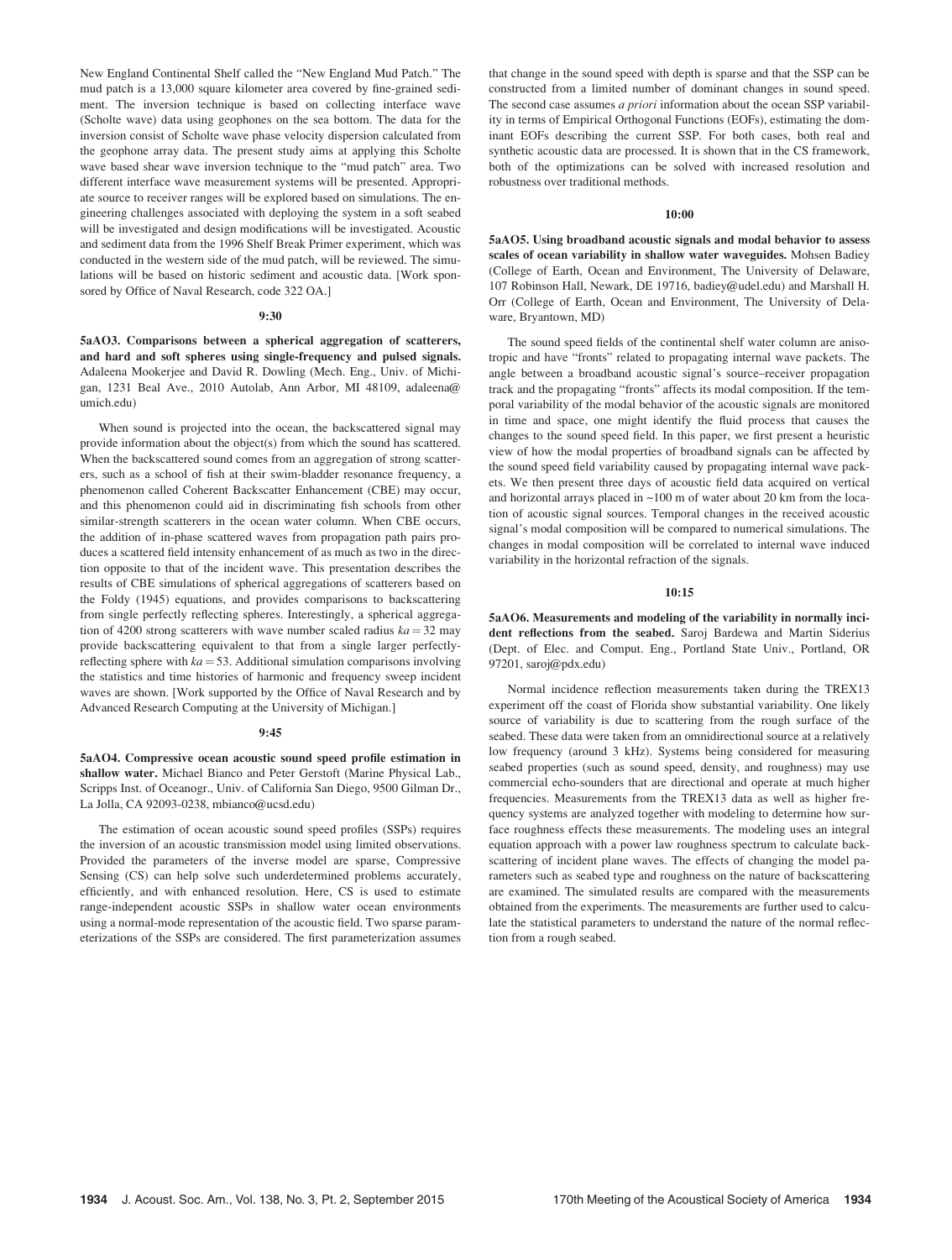New England Continental Shelf called the "New England Mud Patch." The mud patch is a 13,000 square kilometer area covered by fine-grained sediment. The inversion technique is based on collecting interface wave (Scholte wave) data using geophones on the sea bottom. The data for the inversion consist of Scholte wave phase velocity dispersion calculated from the geophone array data. The present study aims at applying this Scholte wave based shear wave inversion technique to the "mud patch" area. Two different interface wave measurement systems will be presented. Appropriate source to receiver ranges will be explored based on simulations. The engineering challenges associated with deploying the system in a soft seabed will be investigated and design modifications will be investigated. Acoustic and sediment data from the 1996 Shelf Break Primer experiment, which was conducted in the western side of the mud patch, will be reviewed. The simulations will be based on historic sediment and acoustic data. [Work sponsored by Office of Naval Research, code 322 OA.]

9:30

**5aAO3. Comparisons between a spherical aggregation of scatterers, and hard and soft spheres using single-frequency and pulsed signals.** Adaleena Mookerjee and David R. Dowling (Mech. Eng., Univ. of Michigan, 1231 Beal Ave., 2010 Autolab, Ann Arbor, MI 48109, adaleena@umich.edu)

When sound is projected into the ocean, the backscattered signal may provide information about the object(s) from which the sound has scattered. When the backscattered sound comes from an aggregation of strong scatterers, such as a school of fish at their swim-bladder resonance frequency, a phenomenon called Coherent Backscatter Enhancement (CBE) may occur, and this phenomenon could aid in discriminating fish schools from other similar-strength scatterers in the ocean water column. When CBE occurs, the addition of in-phase scattered waves from propagation path pairs produces a scattered field intensity enhancement of as much as two in the direction opposite to that of the incident wave. This presentation describes the results of CBE simulations of spherical aggregations of scatterers based on the Foldy (1945) equations, and provides comparisons to backscattering from single perfectly reflecting spheres. Interestingly, a spherical aggregation of 4200 strong scatterers with wave number scaled radius $ka = 32$ may provide backscattering equivalent to that from a single larger perfectly-reflecting sphere with $ka = 53$. Additional simulation comparisons involving the statistics and time histories of harmonic and frequency sweep incident waves are shown. [Work supported by the Office of Naval Research and by Advanced Research Computing at the University of Michigan.]

9:45

**5aAO4. Compressive ocean acoustic sound speed profile estimation in shallow water.** Michael Bianco and Peter Gerstoft (Marine Physical Lab., Scripps Inst. of Oceanogr., Univ. of California San Diego, 9500 Gilman Dr., La Jolla, CA 92093-0238, mbianco@ucsd.edu)

The estimation of ocean acoustic sound speed profiles (SSPs) requires the inversion of an acoustic transmission model using limited observations. Provided the parameters of the inverse model are sparse, Compressive Sensing (CS) can help solve such underdetermined problems accurately, efficiently, and with enhanced resolution. Here, CS is used to estimate range-independent acoustic SSPs in shallow water ocean environments using a normal-mode representation of the acoustic field. Two sparse parameterizations of the SSPs are considered. The first parameterization assumes that change in the sound speed with depth is sparse and that the SSP can be constructed from a limited number of dominant changes in sound speed. The second case assumes *a priori* information about the ocean SSP variability in terms of Empirical Orthogonal Functions (EOFs), estimating the dominant EOFs describing the current SSP. For both cases, both real and synthetic acoustic data are processed. It is shown that in the CS framework, both of the optimizations can be solved with increased resolution and robustness over traditional methods.

10:00

**5aAO5. Using broadband acoustic signals and modal behavior to assess scales of ocean variability in shallow water waveguides.** Mohsen Badiey (College of Earth, Ocean and Environment, The University of Delaware, 107 Robinson Hall, Newark, DE 19716, badiey@udel.edu) and Marshall H. Orr (College of Earth, Ocean and Environment, The University of Delaware, Bryantown, MD)

The sound speed fields of the continental shelf water column are anisotropic and have "fronts" related to propagating internal wave packets. The angle between a broadband acoustic signal's source–receiver propagation track and the propagating "fronts" affects its modal composition. If the temporal variability of the modal behavior of the acoustic signals are monitored in time and space, one might identify the fluid process that causes the changes to the sound speed field. In this paper, we first present a heuristic view of how the modal properties of broadband signals can be affected by the sound speed field variability caused by propagating internal wave packets. We then present three days of acoustic field data acquired on vertical and horizontal arrays placed in ~100 m of water about 20 km from the location of acoustic signal sources. Temporal changes in the received acoustic signal's modal composition will be compared to numerical simulations. The changes in modal composition will be correlated to internal wave induced variability in the horizontal refraction of the signals.

10:15

**5aAO6. Measurements and modeling of the variability in normally incident reflections from the seabed.** Saroj Bardewa and Martin Siderius (Dept. of Elec. and Comput. Eng., Portland State Univ., Portland, OR 97201, saroj@pdx.edu)

Normal incidence reflection measurements taken during the TREX13 experiment off the coast of Florida show substantial variability. One likely source of variability is due to scattering from the rough surface of the seabed. These data were taken from an omnidirectional source at a relatively low frequency (around 3 kHz). Systems being considered for measuring seabed properties (such as sound speed, density, and roughness) may use commercial echo-sounders that are directional and operate at much higher frequencies. Measurements from the TREX13 data as well as higher frequency systems are analyzed together with modeling to determine how surface roughness effects these measurements. The modeling uses an integral equation approach with a power law roughness spectrum to calculate backscattering of incident plane waves. The effects of changing the model parameters such as seabed type and roughness on the nature of backscattering are examined. The simulated results are compared with the measurements obtained from the experiments. The measurements are further used to calculate the statistical parameters to understand the nature of the normal reflection from a rough seabed.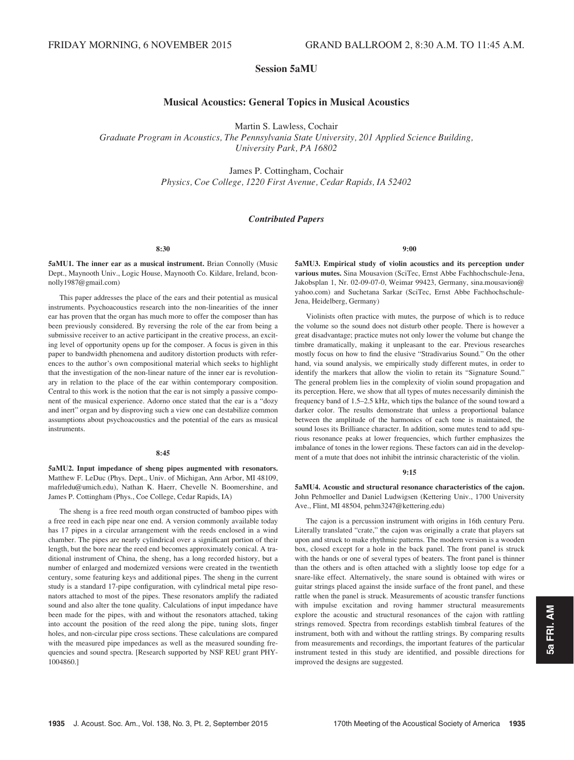FRIDAY MORNING, 6 NOVEMBER 2015 GRAND BALLROOM 2, 8:30 A.M. TO 11:45 A.M.

# Session 5aMU

## Musical Acoustics: General Topics in Musical Acoustics

Martin S. Lawless, Cochair
*Graduate Program in Acoustics, The Pennsylvania State University, 201 Applied Science Building, University Park, PA 16802*

James P. Cottingham, Cochair
*Physics, Coe College, 1220 First Avenue, Cedar Rapids, IA 52402*

### *Contributed Papers*

**8:30**

**5aMU1. The inner ear as a musical instrument.** Brian Connolly (Music Dept., Maynooth Univ., Logic House, Maynooth Co. Kildare, Ireland, bconnolly1987@gmail.com)

This paper addresses the place of the ears and their potential as musical instruments. Psychoacoustics research into the non-linearities of the inner ear has proven that the organ has much more to offer the composer than has been previously considered. By reversing the role of the ear from being a submissive receiver to an active participant in the creative process, an exciting level of opportunity opens up for the composer. A focus is given in this paper to bandwidth phenomena and auditory distortion products with references to the author's own compositional material which seeks to highlight that the investigation of the non-linear nature of the inner ear is revolutionary in relation to the place of the ear within contemporary composition. Central to this work is the notion that the ear is not simply a passive component of the musical experience. Adorno once stated that the ear is a "dozy and inert" organ and by disproving such a view one can destabilize common assumptions about psychoacoustics and the potential of the ears as musical instruments.

**8:45**

**5aMU2. Input impedance of sheng pipes augmented with resonators.** Matthew F. LeDuc (Phys. Dept., Univ. of Michigan, Ann Arbor, MI 48109, mafrledu@umich.edu), Nathan K. Haerr, Chevelle N. Boomershine, and James P. Cottingham (Phys., Coe College, Cedar Rapids, IA)

The sheng is a free reed mouth organ constructed of bamboo pipes with a free reed in each pipe near one end. A version commonly available today has 17 pipes in a circular arrangement with the reeds enclosed in a wind chamber. The pipes are nearly cylindrical over a significant portion of their length, but the bore near the reed end becomes approximately conical. A traditional instrument of China, the sheng, has a long recorded history, but a number of enlarged and modernized versions were created in the twentieth century, some featuring keys and additional pipes. The sheng in the current study is a standard 17-pipe configuration, with cylindrical metal pipe resonators attached to most of the pipes. These resonators amplify the radiated sound and also alter the tone quality. Calculations of input impedance have been made for the pipes, with and without the resonators attached, taking into account the position of the reed along the pipe, tuning slots, finger holes, and non-circular pipe cross sections. These calculations are compared with the measured pipe impedances as well as the measured sounding frequencies and sound spectra. [Research supported by NSF REU grant PHY-1004860.]

**9:00**

**5aMU3. Empirical study of violin acoustics and its perception under various mutes.** Sina Mousavion (SciTec, Ernst Abbe Fachhochschule-Jena, Jakobsplan 1, Nr. 02-09-07-0, Weimar 99423, Germany, sina.mousavion@yahoo.com) and Suchetana Sarkar (SciTec, Ernst Abbe Fachhochschule-Jena, Heidelberg, Germany)

Violinists often practice with mutes, the purpose of which is to reduce the volume so the sound does not disturb other people. There is however a great disadvantage; practice mutes not only lower the volume but change the timbre dramatically, making it unpleasant to the ear. Previous researches mostly focus on how to find the elusive "Stradivarius Sound." On the other hand, via sound analysis, we empirically study different mutes, in order to identify the markers that allow the violin to retain its "Signature Sound." The general problem lies in the complexity of violin sound propagation and its perception. Here, we show that all types of mutes necessarily diminish the frequency band of 1.5–2.5 kHz, which tips the balance of the sound toward a darker color. The results demonstrate that unless a proportional balance between the amplitude of the harmonics of each tone is maintained, the sound loses its Brilliance character. In addition, some mutes tend to add spurious resonance peaks at lower frequencies, which further emphasizes the imbalance of tones in the lower regions. These factors can aid in the development of a mute that does not inhibit the intrinsic characteristic of the violin.

**9:15**

**5aMU4. Acoustic and structural resonance characteristics of the cajon.** John Pehmoeller and Daniel Ludwigsen (Kettering Univ., 1700 University Ave., Flint, MI 48504, pehm3247@kettering.edu)

The cajon is a percussion instrument with origins in 16th century Peru. Literally translated "crate," the cajon was originally a crate that players sat upon and struck to make rhythmic patterns. The modern version is a wooden box, closed except for a hole in the back panel. The front panel is struck with the hands or one of several types of beaters. The front panel is thinner than the others and is often attached with a slightly loose top edge for a snare-like effect. Alternatively, the snare sound is obtained with wires or guitar strings placed against the inside surface of the front panel, and these rattle when the panel is struck. Measurements of acoustic transfer functions with impulse excitation and roving hammer structural measurements explore the acoustic and structural resonances of the cajon with rattling strings removed. Spectra from recordings establish timbral features of the instrument, both with and without the rattling strings. By comparing results from measurements and recordings, the important features of the particular instrument tested in this study are identified, and possible directions for improved the designs are suggested.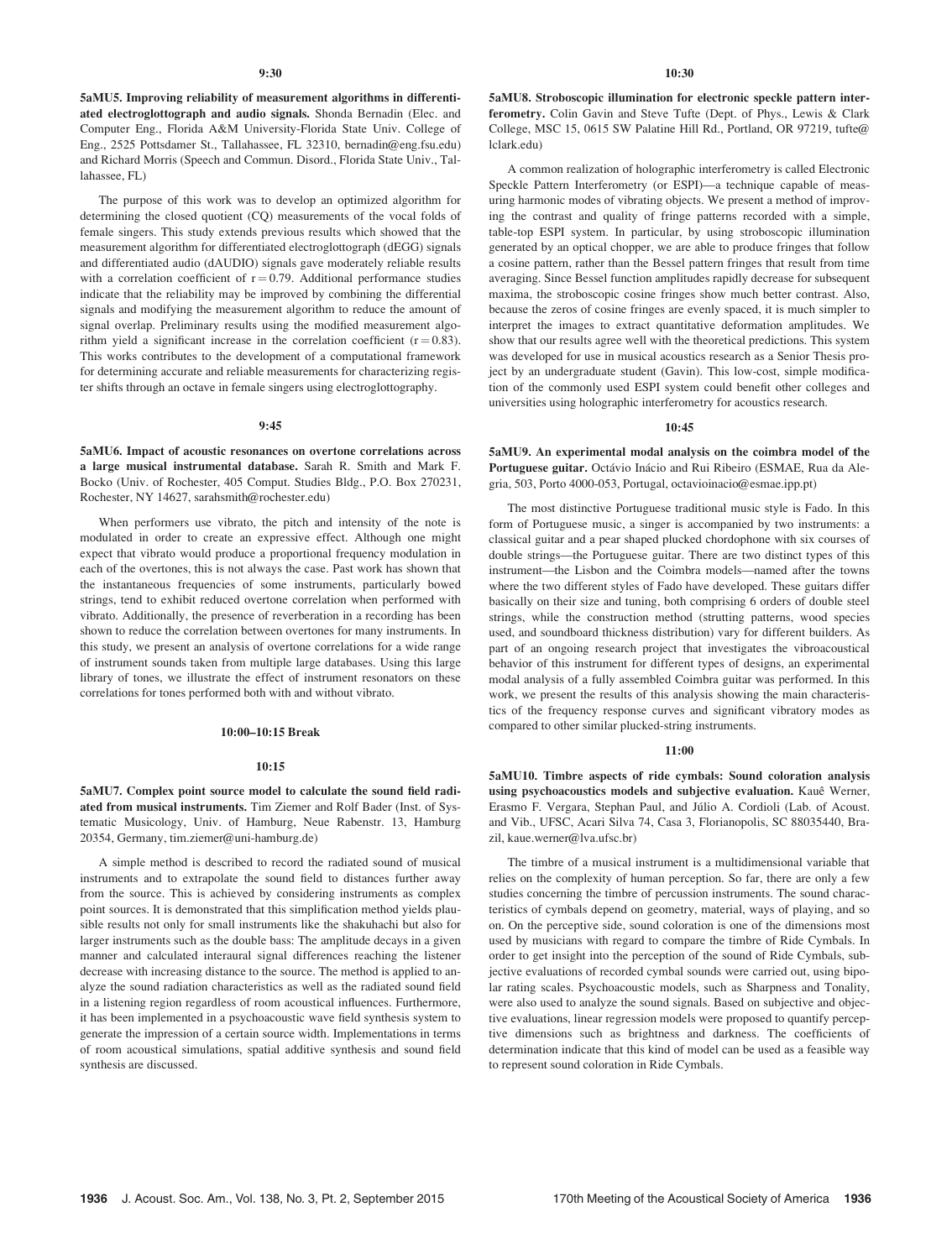**9:30**

**5aMU5. Improving reliability of measurement algorithms in differentiated electroglottograph and audio signals.** Shonda Bernadin (Elec. and Computer Eng., Florida A&M University-Florida State Univ. College of Eng., 2525 Pottsdamer St., Tallahassee, FL 32310, bernadin@eng.fsu.edu) and Richard Morris (Speech and Commun. Disord., Florida State Univ., Tallahassee, FL)

The purpose of this work was to develop an optimized algorithm for determining the closed quotient (CQ) measurements of the vocal folds of female singers. This study extends previous results which showed that the measurement algorithm for differentiated electroglottograph (dEGG) signals and differentiated audio (dAUDIO) signals gave moderately reliable results with a correlation coefficient of $r = 0.79$. Additional performance studies indicate that the reliability may be improved by combining the differential signals and modifying the measurement algorithm to reduce the amount of signal overlap. Preliminary results using the modified measurement algorithm yield a significant increase in the correlation coefficient ($r = 0.83$). This works contributes to the development of a computational framework for determining accurate and reliable measurements for characterizing register shifts through an octave in female singers using electroglottography.

**9:45**

**5aMU6. Impact of acoustic resonances on overtone correlations across a large musical instrumental database.** Sarah R. Smith and Mark F. Bocko (Univ. of Rochester, 405 Comput. Studies Bldg., P.O. Box 270231, Rochester, NY 14627, sarahsmith@rochester.edu)

When performers use vibrato, the pitch and intensity of the note is modulated in order to create an expressive effect. Although one might expect that vibrato would produce a proportional frequency modulation in each of the overtones, this is not always the case. Past work has shown that the instantaneous frequencies of some instruments, particularly bowed strings, tend to exhibit reduced overtone correlation when performed with vibrato. Additionally, the presence of reverberation in a recording has been shown to reduce the correlation between overtones for many instruments. In this study, we present an analysis of overtone correlations for a wide range of instrument sounds taken from multiple large databases. Using this large library of tones, we illustrate the effect of instrument resonators on these correlations for tones performed both with and without vibrato.

**10:00–10:15 Break**

**10:15**

**5aMU7. Complex point source model to calculate the sound field radiated from musical instruments.** Tim Ziemer and Rolf Bader (Inst. of Systematic Musicology, Univ. of Hamburg, Neue Rabenstr. 13, Hamburg 20354, Germany, tim.ziemer@uni-hamburg.de)

A simple method is described to record the radiated sound of musical instruments and to extrapolate the sound field to distances further away from the source. This is achieved by considering instruments as complex point sources. It is demonstrated that this simplification method yields plausible results not only for small instruments like the shakuhachi but also for larger instruments such as the double bass: The amplitude decays in a given manner and calculated interaural signal differences reaching the listener decrease with increasing distance to the source. The method is applied to analyze the sound radiation characteristics as well as the radiated sound field in a listening region regardless of room acoustical influences. Furthermore, it has been implemented in a psychoacoustic wave field synthesis system to generate the impression of a certain source width. Implementations in terms of room acoustical simulations, spatial additive synthesis and sound field synthesis are discussed.

**10:30**

**5aMU8. Stroboscopic illumination for electronic speckle pattern interferometry.** Colin Gavin and Steve Tufte (Dept. of Phys., Lewis & Clark College, MSC 15, 0615 SW Palatine Hill Rd., Portland, OR 97219, tufte@lclark.edu)

A common realization of holographic interferometry is called Electronic Speckle Pattern Interferometry (or ESPI)—a technique capable of measuring harmonic modes of vibrating objects. We present a method of improving the contrast and quality of fringe patterns recorded with a simple, table-top ESPI system. In particular, by using stroboscopic illumination generated by an optical chopper, we are able to produce fringes that follow a cosine pattern, rather than the Bessel pattern fringes that result from time averaging. Since Bessel function amplitudes rapidly decrease for subsequent maxima, the stroboscopic cosine fringes show much better contrast. Also, because the zeros of cosine fringes are evenly spaced, it is much simpler to interpret the images to extract quantitative deformation amplitudes. We show that our results agree well with the theoretical predictions. This system was developed for use in musical acoustics research as a Senior Thesis project by an undergraduate student (Gavin). This low-cost, simple modification of the commonly used ESPI system could benefit other colleges and universities using holographic interferometry for acoustics research.

**10:45**

**5aMU9. An experimental modal analysis on the coimbra model of the Portuguese guitar.** Octávio Inácio and Rui Ribeiro (ESMAE, Rua da Alegria, 503, Porto 4000-053, Portugal, octavioinacio@esmae.ipp.pt)

The most distinctive Portuguese traditional music style is Fado. In this form of Portuguese music, a singer is accompanied by two instruments: a classical guitar and a pear shaped plucked chordophone with six courses of double strings—the Portuguese guitar. There are two distinct types of this instrument—the Lisbon and the Coimbra models—named after the towns where the two different styles of Fado have developed. These guitars differ basically on their size and tuning, both comprising 6 orders of double steel strings, while the construction method (strutting patterns, wood species used, and soundboard thickness distribution) vary for different builders. As part of an ongoing research project that investigates the vibroacoustical behavior of this instrument for different types of designs, an experimental modal analysis of a fully assembled Coimbra guitar was performed. In this work, we present the results of this analysis showing the main characteristics of the frequency response curves and significant vibratory modes as compared to other similar plucked-string instruments.

**11:00**

**5aMU10. Timbre aspects of ride cymbals: Sound coloration analysis using psychoacoustics models and subjective evaluation.** Kauê Werner, Erasmo F. Vergara, Stephan Paul, and Júlio A. Cordioli (Lab. of Acoust. and Vib., UFSC, Acari Silva 74, Casa 3, Florianopolis, SC 88035440, Brazil, kaue.werner@lva.ufsc.br)

The timbre of a musical instrument is a multidimensional variable that relies on the complexity of human perception. So far, there are only a few studies concerning the timbre of percussion instruments. The sound characteristics of cymbals depend on geometry, material, ways of playing, and so on. On the perceptive side, sound coloration is one of the dimensions most used by musicians with regard to compare the timbre of Ride Cymbals. In order to get insight into the perception of the sound of Ride Cymbals, subjective evaluations of recorded cymbal sounds were carried out, using bipolar rating scales. Psychoacoustic models, such as Sharpness and Tonality, were also used to analyze the sound signals. Based on subjective and objective evaluations, linear regression models were proposed to quantify perceptive dimensions such as brightness and darkness. The coefficients of determination indicate that this kind of model can be used as a feasible way to represent sound coloration in Ride Cymbals.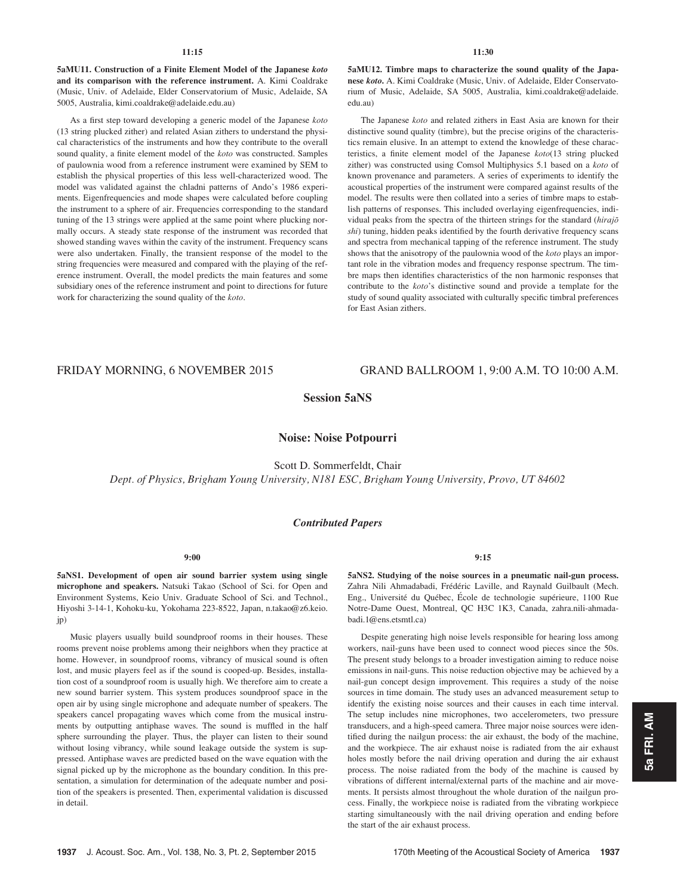11:15

**5aMU11. Construction of a Finite Element Model of the Japanese *koto* and its comparison with the reference instrument.** A. Kimi Coaldrake (Music, Univ. of Adelaide, Elder Conservatorium of Music, Adelaide, SA 5005, Australia, kimi.coaldrake@adelaide.edu.au)

As a first step toward developing a generic model of the Japanese *koto* (13 string plucked zither) and related Asian zithers to understand the physical characteristics of the instruments and how they contribute to the overall sound quality, a finite element model of the *koto* was constructed. Samples of paulownia wood from a reference instrument were examined by SEM to establish the physical properties of this less well-characterized wood. The model was validated against the chladni patterns of Ando's 1986 experiments. Eigenfrequencies and mode shapes were calculated before coupling the instrument to a sphere of air. Frequencies corresponding to the standard tuning of the 13 strings were applied at the same point where plucking normally occurs. A steady state response of the instrument was recorded that showed standing waves within the cavity of the instrument. Frequency scans were also undertaken. Finally, the transient response of the model to the string frequencies were measured and compared with the playing of the reference instrument. Overall, the model predicts the main features and some subsidiary ones of the reference instrument and point to directions for future work for characterizing the sound quality of the *koto*.

11:30

**5aMU12. Timbre maps to characterize the sound quality of the Japanese *koto*.** A. Kimi Coaldrake (Music, Univ. of Adelaide, Elder Conservatorium of Music, Adelaide, SA 5005, Australia, kimi.coaldrake@adelaide.edu.au)

The Japanese *koto* and related zithers in East Asia are known for their distinctive sound quality (timbre), but the precise origins of the characteristics remain elusive. In an attempt to extend the knowledge of these characteristics, a finite element model of the Japanese *koto*(13 string plucked zither) was constructed using Comsol Multiphysics 5.1 based on a *koto* of known provenance and parameters. A series of experiments to identify the acoustical properties of the instrument were compared against results of the model. The results were then collated into a series of timbre maps to establish patterns of responses. This included overlaying eigenfrequencies, individual peaks from the spectra of the thirteen strings for the standard (*hirajō shi*) tuning, hidden peaks identified by the fourth derivative frequency scans and spectra from mechanical tapping of the reference instrument. The study shows that the anisotropy of the paulownia wood of the *koto* plays an important role in the vibration modes and frequency response spectrum. The timbre maps then identifies characteristics of the non harmonic responses that contribute to the *koto*'s distinctive sound and provide a template for the study of sound quality associated with culturally specific timbral preferences for East Asian zithers.

FRIDAY MORNING, 6 NOVEMBER 2015 — GRAND BALLROOM 1, 9:00 A.M. TO 10:00 A.M.

## Session 5aNS

## Noise: Noise Potpourri

Scott D. Sommerfeldt, Chair

*Dept. of Physics, Brigham Young University, N181 ESC, Brigham Young University, Provo, UT 84602*

### *Contributed Papers*

9:00

**5aNS1. Development of open air sound barrier system using single microphone and speakers.** Natsuki Takao (School of Sci. for Open and Environment Systems, Keio Univ. Graduate School of Sci. and Technol., Hiyoshi 3-14-1, Kohoku-ku, Yokohama 223-8522, Japan, n.takao@z6.keio.jp)

Music players usually build soundproof rooms in their houses. These rooms prevent noise problems among their neighbors when they practice at home. However, in soundproof rooms, vibrancy of musical sound is often lost, and music players feel as if the sound is cooped-up. Besides, installation cost of a soundproof room is usually high. We therefore aim to create a new sound barrier system. This system produces soundproof space in the open air by using single microphone and adequate number of speakers. The speakers cancel propagating waves which come from the musical instruments by outputting antiphase waves. The sound is muffled in the half sphere surrounding the player. Thus, the player can listen to their sound without losing vibrancy, while sound leakage outside the system is suppressed. Antiphase waves are predicted based on the wave equation with the signal picked up by the microphone as the boundary condition. In this presentation, a simulation for determination of the adequate number and position of the speakers is presented. Then, experimental validation is discussed in detail.

9:15

**5aNS2. Studying of the noise sources in a pneumatic nail-gun process.** Zahra Nili Ahmadabadi, Frédéric Laville, and Raynald Guilbault (Mech. Eng., Université du Québec, École de technologie supérieure, 1100 Rue Notre-Dame Ouest, Montreal, QC H3C 1K3, Canada, zahra.nili-ahmadabadi.1@ens.etsmtl.ca)

Despite generating high noise levels responsible for hearing loss among workers, nail-guns have been used to connect wood pieces since the 50s. The present study belongs to a broader investigation aiming to reduce noise emissions in nail-guns. This noise reduction objective may be achieved by a nail-gun concept design improvement. This requires a study of the noise sources in time domain. The study uses an advanced measurement setup to identify the existing noise sources and their causes in each time interval. The setup includes nine microphones, two accelerometers, two pressure transducers, and a high-speed camera. Three major noise sources were identified during the nailgun process: the air exhaust, the body of the machine, and the workpiece. The air exhaust noise is radiated from the air exhaust holes mostly before the nail driving operation and during the air exhaust process. The noise radiated from the body of the machine is caused by vibrations of different internal/external parts of the machine and air movements. It persists almost throughout the whole duration of the nailgun process. Finally, the workpiece noise is radiated from the vibrating workpiece starting simultaneously with the nail driving operation and ending before the start of the air exhaust process.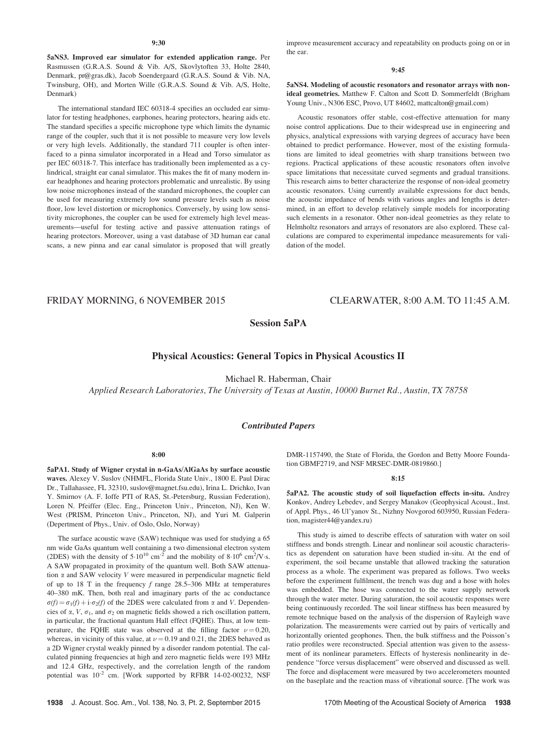9:30

**5aNS3. Improved ear simulator for extended application range.** Per Rasmussen (G.R.A.S. Sound & Vib. A/S, Skovlytoftem 33, Holte 2840, Denmark, pr@gras.dk), Jacob Soendergaard (G.R.A.S. Sound & Vib. NA, Twinsburg, OH), and Morten Wille (G.R.A.S. Sound & Vib. A/S, Holte, Denmark)

The international standard IEC 60318-4 specifies an occluded ear simulator for testing headphones, earphones, hearing protectors, hearing aids etc. The standard specifies a specific microphone type which limits the dynamic range of the coupler, such that it is not possible to measure very low levels or very high levels. Additionally, the standard 711 coupler is often interfaced to a pinna simulator incorporated in a Head and Torso simulator as per IEC 60318-7. This interface has traditionally been implemented as a cylindrical, straight ear canal simulator. This makes the fit of many modern in-ear headphones and hearing protectors problematic and unrealistic. By using low noise microphones instead of the standard microphones, the coupler can be used for measuring extremely low sound pressure levels such as noise floor, low level distortion or microphonics. Conversely, by using low sensitivity microphones, the coupler can be used for extremely high level measurements—useful for testing active and passive attenuation ratings of hearing protectors. Moreover, using a vast database of 3D human ear canal scans, a new pinna and ear canal simulator is proposed that will greatly improve measurement accuracy and repeatability on products going on or in the ear.

9:45

**5aNS4. Modeling of acoustic resonators and resonator arrays with non-ideal geometries.** Matthew F. Calton and Scott D. Sommerfeldt (Brigham Young Univ., N306 ESC, Provo, UT 84602, mattcalton@gmail.com)

Acoustic resonators offer stable, cost-effective attenuation for many noise control applications. Due to their widespread use in engineering and physics, analytical expressions with varying degrees of accuracy have been obtained to predict performance. However, most of the existing formulations are limited to ideal geometries with sharp transitions between two regions. Practical applications of these acoustic resonators often involve space limitations that necessitate curved segments and gradual transitions. This research aims to better characterize the response of non-ideal geometry acoustic resonators. Using currently available expressions for duct bends, the acoustic impedance of bends with various angles and lengths is determined, in an effort to develop relatively simple models for incorporating such elements in a resonator. Other non-ideal geometries as they relate to Helmholtz resonators and arrays of resonators are also explored. These calculations are compared to experimental impedance measurements for validation of the model.

FRIDAY MORNING, 6 NOVEMBER 2015 — CLEARWATER, 8:00 A.M. TO 11:45 A.M.

## Session 5aPA

## Physical Acoustics: General Topics in Physical Acoustics II

Michael R. Haberman, Chair

*Applied Research Laboratories, The University of Texas at Austin, 10000 Burnet Rd., Austin, TX 78758*

### *Contributed Papers*

8:00

**5aPA1. Study of Wigner crystal in n-GaAs/AlGaAs by surface acoustic waves.** Alexey V. Suslov (NHMFL, Florida State Univ., 1800 E. Paul Dirac Dr., Tallahassee, FL 32310, suslov@magnet.fsu.edu), Irina L. Drichko, Ivan Y. Smirnov (A. F. Ioffe PTI of RAS, St.-Petersburg, Russian Federation), Loren N. Pfeiffer (Elec. Eng., Princeton Univ., Princeton, NJ), Ken W. West (PRISM, Princeton Univ., Princeton, NJ), and Yuri M. Galperin (Department of Phys., Univ. of Oslo, Oslo, Norway)

The surface acoustic wave (SAW) technique was used for studying a 65 nm wide GaAs quantum well containing a two dimensional electron system (2DES) with the density of $5{\cdot}10^{10}$ cm$^{-2}$ and the mobility of $8{\cdot}10^{6}$ cm$^{2}$/V·s. A SAW propagated in proximity of the quantum well. Both SAW attenuation $\alpha$ and SAW velocity $V$ were measured in perpendicular magnetic field of up to 18 T in the frequency $f$ range 28.5–306 MHz at temperatures 40–380 mK. Then, both real and imaginary parts of the ac conductance $\sigma(f) = \sigma_1(f) + i{\cdot}\sigma_2(f)$ of the 2DES were calculated from $\alpha$ and $V$. Dependencies of $\alpha$, $V$, $\sigma_1$, and $\sigma_2$ on magnetic fields showed a rich oscillation pattern, in particular, the fractional quantum Hall effect (FQHE). Thus, at low temperature, the FQHE state was observed at the filling factor $\nu = 0.20$, whereas, in vicinity of this value, at $\nu = 0.19$ and 0.21, the 2DES behaved as a 2D Wigner crystal weakly pinned by a disorder random potential. The calculated pinning frequencies at high and zero magnetic fields were 193 MHz and 12.4 GHz, respectively, and the correlation length of the random potential was $10^{-2}$ cm. [Work supported by RFBR 14-02-00232, NSF DMR-1157490, the State of Florida, the Gordon and Betty Moore Foundation GBMF2719, and NSF MRSEC-DMR-0819860.]

8:15

**5aPA2. The acoustic study of soil liquefaction effects in-situ.** Andrey Konkov, Andrey Lebedev, and Sergey Manakov (Geophysical Acoust., Inst. of Appl. Phys., 46 Ul'yanov St., Nizhny Novgorod 603950, Russian Federation, magister44@yandex.ru)

This study is aimed to describe effects of saturation with water on soil stiffness and bonds strength. Linear and nonlinear soil acoustic characteristics as dependent on saturation have been studied in-situ. At the end of experiment, the soil became unstable that allowed tracking the saturation process as a whole. The experiment was prepared as follows. Two weeks before the experiment fulfilment, the trench was dug and a hose with holes was embedded. The hose was connected to the water supply network through the water meter. During saturation, the soil acoustic responses were being continuously recorded. The soil linear stiffness has been measured by remote technique based on the analysis of the dispersion of Rayleigh wave polarization. The measurements were carried out by pairs of vertically and horizontally oriented geophones. Then, the bulk stiffness and the Poisson's ratio profiles were reconstructed. Special attention was given to the assessment of its nonlinear parameters. Effects of hysteresis nonlinearity in dependence "force versus displacement" were observed and discussed as well. The force and displacement were measured by two accelerometers mounted on the baseplate and the reaction mass of vibrational source. [The work was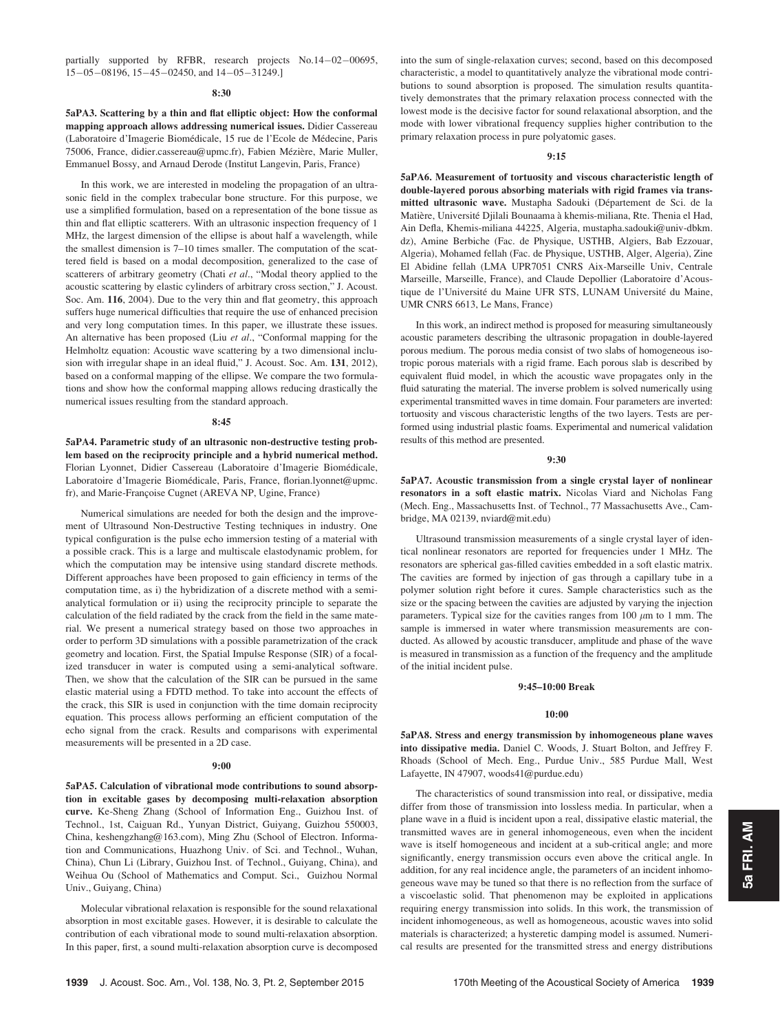partially supported by RFBR, research projects No.14−02−00695, 15−05−08196, 15−45−02450, and 14−05−31249.]

**8:30**

**5aPA3. Scattering by a thin and flat elliptic object: How the conformal mapping approach allows addressing numerical issues.** Didier Cassereau (Laboratoire d'Imagerie Biomédicale, 15 rue de l'Ecole de Médecine, Paris 75006, France, didier.cassereau@upmc.fr), Fabien Mézière, Marie Muller, Emmanuel Bossy, and Arnaud Derode (Institut Langevin, Paris, France)

In this work, we are interested in modeling the propagation of an ultrasonic field in the complex trabecular bone structure. For this purpose, we use a simplified formulation, based on a representation of the bone tissue as thin and flat elliptic scatterers. With an ultrasonic inspection frequency of 1 MHz, the largest dimension of the ellipse is about half a wavelength, while the smallest dimension is 7–10 times smaller. The computation of the scattered field is based on a modal decomposition, generalized to the case of scatterers of arbitrary geometry (Chati *et al*., "Modal theory applied to the acoustic scattering by elastic cylinders of arbitrary cross section," J. Acoust. Soc. Am. **116**, 2004). Due to the very thin and flat geometry, this approach suffers huge numerical difficulties that require the use of enhanced precision and very long computation times. In this paper, we illustrate these issues. An alternative has been proposed (Liu *et al*., "Conformal mapping for the Helmholtz equation: Acoustic wave scattering by a two dimensional inclusion with irregular shape in an ideal fluid," J. Acoust. Soc. Am. **131**, 2012), based on a conformal mapping of the ellipse. We compare the two formulations and show how the conformal mapping allows reducing drastically the numerical issues resulting from the standard approach.

**8:45**

**5aPA4. Parametric study of an ultrasonic non-destructive testing problem based on the reciprocity principle and a hybrid numerical method.** Florian Lyonnet, Didier Cassereau (Laboratoire d'Imagerie Biomédicale, Laboratoire d'Imagerie Biomédicale, Paris, France, florian.lyonnet@upmc.fr), and Marie-Françoise Cugnet (AREVA NP, Ugine, France)

Numerical simulations are needed for both the design and the improvement of Ultrasound Non-Destructive Testing techniques in industry. One typical configuration is the pulse echo immersion testing of a material with a possible crack. This is a large and multiscale elastodynamic problem, for which the computation may be intensive using standard discrete methods. Different approaches have been proposed to gain efficiency in terms of the computation time, as i) the hybridization of a discrete method with a semi-analytical formulation or ii) using the reciprocity principle to separate the calculation of the field radiated by the crack from the field in the same material. We present a numerical strategy based on those two approaches in order to perform 3D simulations with a possible parametrization of the crack geometry and location. First, the Spatial Impulse Response (SIR) of a focalized transducer in water is computed using a semi-analytical software. Then, we show that the calculation of the SIR can be pursued in the same elastic material using a FDTD method. To take into account the effects of the crack, this SIR is used in conjunction with the time domain reciprocity equation. This process allows performing an efficient computation of the echo signal from the crack. Results and comparisons with experimental measurements will be presented in a 2D case.

**9:00**

**5aPA5. Calculation of vibrational mode contributions to sound absorption in excitable gases by decomposing multi-relaxation absorption curve.** Ke-Sheng Zhang (School of Information Eng., Guizhou Inst. of Technol., 1st, Caiguan Rd., Yunyan District, Guiyang, Guizhou 550003, China, keshengzhang@163.com), Ming Zhu (School of Electron. Information and Communications, Huazhong Univ. of Sci. and Technol., Wuhan, China), Chun Li (Library, Guizhou Inst. of Technol., Guiyang, China), and Weihua Ou (School of Mathematics and Comput. Sci., Guizhou Normal Univ., Guiyang, China)

Molecular vibrational relaxation is responsible for the sound relaxational absorption in most excitable gases. However, it is desirable to calculate the contribution of each vibrational mode to sound multi-relaxation absorption. In this paper, first, a sound multi-relaxation absorption curve is decomposed into the sum of single-relaxation curves; second, based on this decomposed characteristic, a model to quantitatively analyze the vibrational mode contributions to sound absorption is proposed. The simulation results quantitatively demonstrates that the primary relaxation process connected with the lowest mode is the decisive factor for sound relaxational absorption, and the mode with lower vibrational frequency supplies higher contribution to the primary relaxation process in pure polyatomic gases.

**9:15**

**5aPA6. Measurement of tortuosity and viscous characteristic length of double-layered porous absorbing materials with rigid frames via transmitted ultrasonic wave.** Mustapha Sadouki (Département de Sci. de la Matière, Université Djilali Bounaama à khemis-miliana, Rte. Thenia el Had, Ain Defla, Khemis-miliana 44225, Algeria, mustapha.sadouki@univ-dbkm.dz), Amine Berbiche (Fac. de Physique, USTHB, Algiers, Bab Ezzouar, Algeria), Mohamed fellah (Fac. de Physique, USTHB, Alger, Algeria), Zine El Abidine fellah (LMA UPR7051 CNRS Aix-Marseille Univ, Centrale Marseille, Marseille, France), and Claude Depollier (Laboratoire d'Acoustique de l'Université du Maine UFR STS, LUNAM Université du Maine, UMR CNRS 6613, Le Mans, France)

In this work, an indirect method is proposed for measuring simultaneously acoustic parameters describing the ultrasonic propagation in double-layered porous medium. The porous media consist of two slabs of homogeneous isotropic porous materials with a rigid frame. Each porous slab is described by equivalent fluid model, in which the acoustic wave propagates only in the fluid saturating the material. The inverse problem is solved numerically using experimental transmitted waves in time domain. Four parameters are inverted: tortuosity and viscous characteristic lengths of the two layers. Tests are performed using industrial plastic foams. Experimental and numerical validation results of this method are presented.

**9:30**

**5aPA7. Acoustic transmission from a single crystal layer of nonlinear resonators in a soft elastic matrix.** Nicolas Viard and Nicholas Fang (Mech. Eng., Massachusetts Inst. of Technol., 77 Massachusetts Ave., Cambridge, MA 02139, nviard@mit.edu)

Ultrasound transmission measurements of a single crystal layer of identical nonlinear resonators are reported for frequencies under 1 MHz. The resonators are spherical gas-filled cavities embedded in a soft elastic matrix. The cavities are formed by injection of gas through a capillary tube in a polymer solution right before it cures. Sample characteristics such as the size or the spacing between the cavities are adjusted by varying the injection parameters. Typical size for the cavities ranges from 100 $\mu$m to 1 mm. The sample is immersed in water where transmission measurements are conducted. As allowed by acoustic transducer, amplitude and phase of the wave is measured in transmission as a function of the frequency and the amplitude of the initial incident pulse.

**9:45–10:00 Break**

**10:00**

**5aPA8. Stress and energy transmission by inhomogeneous plane waves into dissipative media.** Daniel C. Woods, J. Stuart Bolton, and Jeffrey F. Rhoads (School of Mech. Eng., Purdue Univ., 585 Purdue Mall, West Lafayette, IN 47907, woods41@purdue.edu)

The characteristics of sound transmission into real, or dissipative, media differ from those of transmission into lossless media. In particular, when a plane wave in a fluid is incident upon a real, dissipative elastic material, the transmitted waves are in general inhomogeneous, even when the incident wave is itself homogeneous and incident at a sub-critical angle; and more significantly, energy transmission occurs even above the critical angle. In addition, for any real incidence angle, the parameters of an incident inhomogeneous wave may be tuned so that there is no reflection from the surface of a viscoelastic solid. That phenomenon may be exploited in applications requiring energy transmission into solids. In this work, the transmission of incident inhomogeneous, as well as homogeneous, acoustic waves into solid materials is characterized; a hysteretic damping model is assumed. Numerical results are presented for the transmitted stress and energy distributions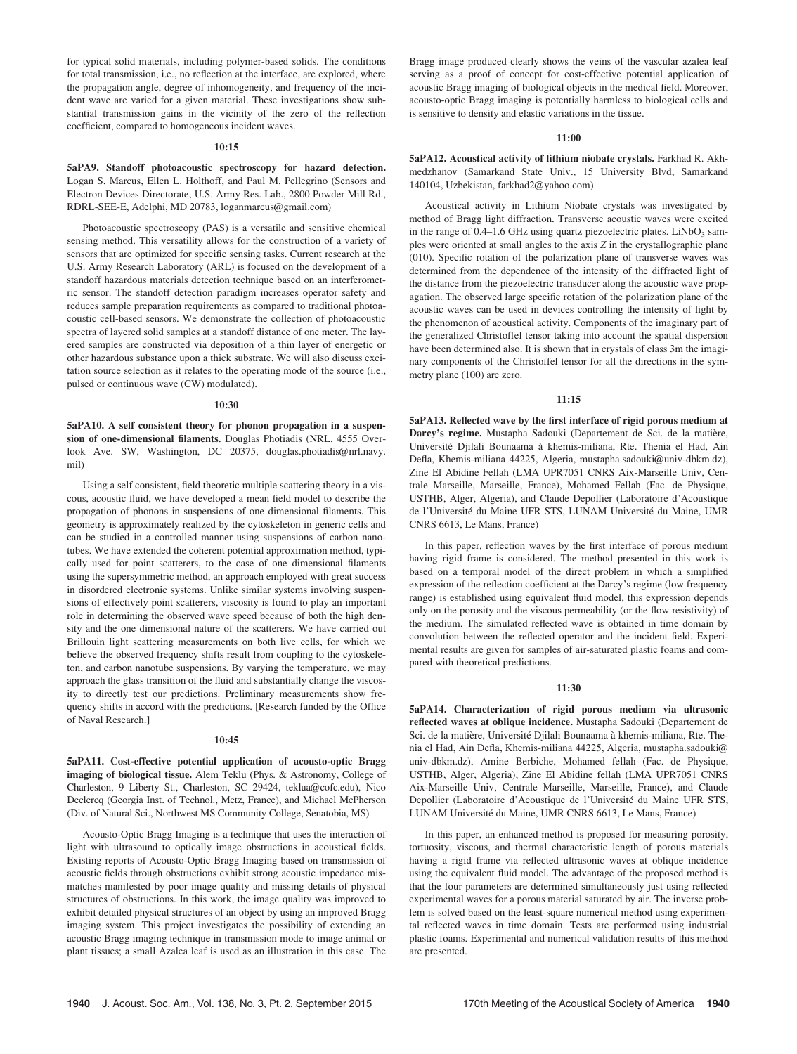for typical solid materials, including polymer-based solids. The conditions for total transmission, i.e., no reflection at the interface, are explored, where the propagation angle, degree of inhomogeneity, and frequency of the incident wave are varied for a given material. These investigations show substantial transmission gains in the vicinity of the zero of the reflection coefficient, compared to homogeneous incident waves.

**10:15**

**5aPA9. Standoff photoacoustic spectroscopy for hazard detection.** Logan S. Marcus, Ellen L. Holthoff, and Paul M. Pellegrino (Sensors and Electron Devices Directorate, U.S. Army Res. Lab., 2800 Powder Mill Rd., RDRL-SEE-E, Adelphi, MD 20783, loganmarcus@gmail.com)

Photoacoustic spectroscopy (PAS) is a versatile and sensitive chemical sensing method. This versatility allows for the construction of a variety of sensors that are optimized for specific sensing tasks. Current research at the U.S. Army Research Laboratory (ARL) is focused on the development of a standoff hazardous materials detection technique based on an interferometric sensor. The standoff detection paradigm increases operator safety and reduces sample preparation requirements as compared to traditional photoacoustic cell-based sensors. We demonstrate the collection of photoacoustic spectra of layered solid samples at a standoff distance of one meter. The layered samples are constructed via deposition of a thin layer of energetic or other hazardous substance upon a thick substrate. We will also discuss excitation source selection as it relates to the operating mode of the source (i.e., pulsed or continuous wave (CW) modulated).

**10:30**

**5aPA10. A self consistent theory for phonon propagation in a suspension of one-dimensional filaments.** Douglas Photiadis (NRL, 4555 Overlook Ave. SW, Washington, DC 20375, douglas.photiadis@nrl.navy.mil)

Using a self consistent, field theoretic multiple scattering theory in a viscous, acoustic fluid, we have developed a mean field model to describe the propagation of phonons in suspensions of one dimensional filaments. This geometry is approximately realized by the cytoskeleton in generic cells and can be studied in a controlled manner using suspensions of carbon nanotubes. We have extended the coherent potential approximation method, typically used for point scatterers, to the case of one dimensional filaments using the supersymmetric method, an approach employed with great success in disordered electronic systems. Unlike similar systems involving suspensions of effectively point scatterers, viscosity is found to play an important role in determining the observed wave speed because of both the high density and the one dimensional nature of the scatterers. We have carried out Brillouin light scattering measurements on both live cells, for which we believe the observed frequency shifts result from coupling to the cytoskeleton, and carbon nanotube suspensions. By varying the temperature, we may approach the glass transition of the fluid and substantially change the viscosity to directly test our predictions. Preliminary measurements show frequency shifts in accord with the predictions. [Research funded by the Office of Naval Research.]

**10:45**

**5aPA11. Cost-effective potential application of acousto-optic Bragg imaging of biological tissue.** Alem Teklu (Phys. & Astronomy, College of Charleston, 9 Liberty St., Charleston, SC 29424, teklua@cofc.edu), Nico Declercq (Georgia Inst. of Technol., Metz, France), and Michael McPherson (Div. of Natural Sci., Northwest MS Community College, Senatobia, MS)

Acousto-Optic Bragg Imaging is a technique that uses the interaction of light with ultrasound to optically image obstructions in acoustical fields. Existing reports of Acousto-Optic Bragg Imaging based on transmission of acoustic fields through obstructions exhibit strong acoustic impedance mismatches manifested by poor image quality and missing details of physical structures of obstructions. In this work, the image quality was improved to exhibit detailed physical structures of an object by using an improved Bragg imaging system. This project investigates the possibility of extending an acoustic Bragg imaging technique in transmission mode to image animal or plant tissues; a small Azalea leaf is used as an illustration in this case. The Bragg image produced clearly shows the veins of the vascular azalea leaf serving as a proof of concept for cost-effective potential application of acoustic Bragg imaging of biological objects in the medical field. Moreover, acousto-optic Bragg imaging is potentially harmless to biological cells and is sensitive to density and elastic variations in the tissue.

**11:00**

**5aPA12. Acoustical activity of lithium niobate crystals.** Farkhad R. Akhmedzhanov (Samarkand State Univ., 15 University Blvd, Samarkand 140104, Uzbekistan, farkhad2@yahoo.com)

Acoustical activity in Lithium Niobate crystals was investigated by method of Bragg light diffraction. Transverse acoustic waves were excited in the range of 0.4–1.6 GHz using quartz piezoelectric plates. $LiNbO_3$ samples were oriented at small angles to the axis *Z* in the crystallographic plane (010). Specific rotation of the polarization plane of transverse waves was determined from the dependence of the intensity of the diffracted light of the distance from the piezoelectric transducer along the acoustic wave propagation. The observed large specific rotation of the polarization plane of the acoustic waves can be used in devices controlling the intensity of light by the phenomenon of acoustical activity. Components of the imaginary part of the generalized Christoffel tensor taking into account the spatial dispersion have been determined also. It is shown that in crystals of class 3m the imaginary components of the Christoffel tensor for all the directions in the symmetry plane (100) are zero.

**11:15**

**5aPA13. Reflected wave by the first interface of rigid porous medium at Darcy's regime.** Mustapha Sadouki (Departement de Sci. de la matière, Université Djilali Bounaama à khemis-miliana, Rte. Thenia el Had, Ain Defla, Khemis-miliana 44225, Algeria, mustapha.sadouki@univ-dbkm.dz), Zine El Abidine Fellah (LMA UPR7051 CNRS Aix-Marseille Univ, Centrale Marseille, Marseille, France), Mohamed Fellah (Fac. de Physique, USTHB, Alger, Algeria), and Claude Depollier (Laboratoire d'Acoustique de l'Université du Maine UFR STS, LUNAM Université du Maine, UMR CNRS 6613, Le Mans, France)

In this paper, reflection waves by the first interface of porous medium having rigid frame is considered. The method presented in this work is based on a temporal model of the direct problem in which a simplified expression of the reflection coefficient at the Darcy's regime (low frequency range) is established using equivalent fluid model, this expression depends only on the porosity and the viscous permeability (or the flow resistivity) of the medium. The simulated reflected wave is obtained in time domain by convolution between the reflected operator and the incident field. Experimental results are given for samples of air-saturated plastic foams and compared with theoretical predictions.

**11:30**

**5aPA14. Characterization of rigid porous medium via ultrasonic reflected waves at oblique incidence.** Mustapha Sadouki (Departement de Sci. de la matière, Université Djilali Bounaama à khemis-miliana, Rte. Thenia el Had, Ain Defla, Khemis-miliana 44225, Algeria, mustapha.sadouki@univ-dbkm.dz), Amine Berbiche, Mohamed fellah (Fac. de Physique, USTHB, Alger, Algeria), Zine El Abidine fellah (LMA UPR7051 CNRS Aix-Marseille Univ, Centrale Marseille, Marseille, France), and Claude Depollier (Laboratoire d'Acoustique de l'Université du Maine UFR STS, LUNAM Université du Maine, UMR CNRS 6613, Le Mans, France)

In this paper, an enhanced method is proposed for measuring porosity, tortuosity, viscous, and thermal characteristic length of porous materials having a rigid frame via reflected ultrasonic waves at oblique incidence using the equivalent fluid model. The advantage of the proposed method is that the four parameters are determined simultaneously just using reflected experimental waves for a porous material saturated by air. The inverse problem is solved based on the least-square numerical method using experimental reflected waves in time domain. Tests are performed using industrial plastic foams. Experimental and numerical validation results of this method are presented.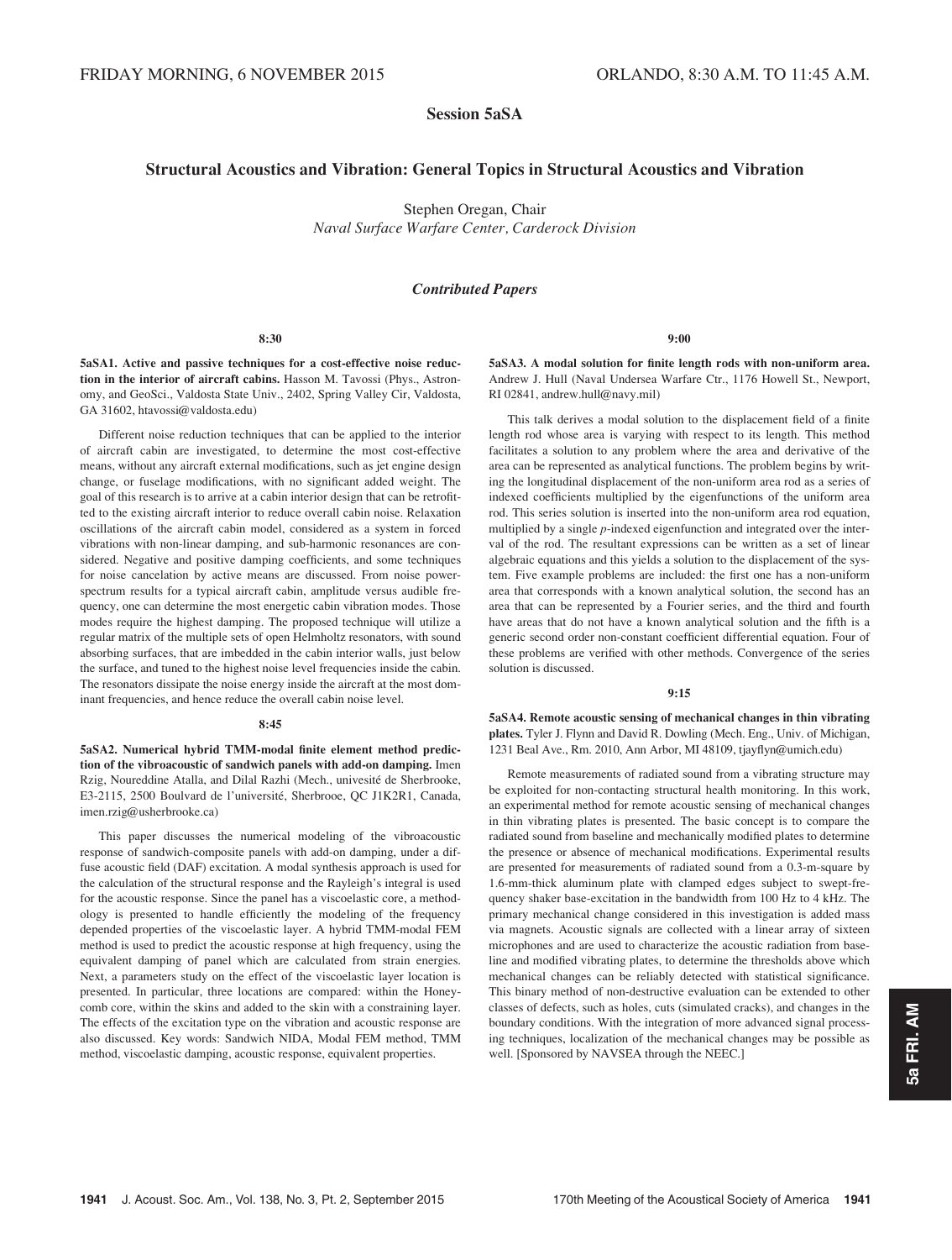# Session 5aSA

## Structural Acoustics and Vibration: General Topics in Structural Acoustics and Vibration

Stephen Oregan, Chair
*Naval Surface Warfare Center, Carderock Division*

### *Contributed Papers*

**8:30**

**5aSA1. Active and passive techniques for a cost-effective noise reduction in the interior of aircraft cabins.** Hasson M. Tavossi (Phys., Astronomy, and GeoSci., Valdosta State Univ., 2402, Spring Valley Cir, Valdosta, GA 31602, htavossi@valdosta.edu)

Different noise reduction techniques that can be applied to the interior of aircraft cabin are investigated, to determine the most cost-effective means, without any aircraft external modifications, such as jet engine design change, or fuselage modifications, with no significant added weight. The goal of this research is to arrive at a cabin interior design that can be retrofitted to the existing aircraft interior to reduce overall cabin noise. Relaxation oscillations of the aircraft cabin model, considered as a system in forced vibrations with non-linear damping, and sub-harmonic resonances are considered. Negative and positive damping coefficients, and some techniques for noise cancelation by active means are discussed. From noise power-spectrum results for a typical aircraft cabin, amplitude versus audible frequency, one can determine the most energetic cabin vibration modes. Those modes require the highest damping. The proposed technique will utilize a regular matrix of the multiple sets of open Helmholtz resonators, with sound absorbing surfaces, that are imbedded in the cabin interior walls, just below the surface, and tuned to the highest noise level frequencies inside the cabin. The resonators dissipate the noise energy inside the aircraft at the most dominant frequencies, and hence reduce the overall cabin noise level.

**8:45**

**5aSA2. Numerical hybrid TMM-modal finite element method prediction of the vibroacoustic of sandwich panels with add-on damping.** Imen Rzig, Noureddine Atalla, and Dilal Razhi (Mech., univesité de Sherbrooke, E3-2115, 2500 Boulvard de l'université, Sherbrooe, QC J1K2R1, Canada, imen.rzig@usherbrooke.ca)

This paper discusses the numerical modeling of the vibroacoustic response of sandwich-composite panels with add-on damping, under a diffuse acoustic field (DAF) excitation. A modal synthesis approach is used for the calculation of the structural response and the Rayleigh's integral is used for the acoustic response. Since the panel has a viscoelastic core, a methodology is presented to handle efficiently the modeling of the frequency depended properties of the viscoelastic layer. A hybrid TMM-modal FEM method is used to predict the acoustic response at high frequency, using the equivalent damping of panel which are calculated from strain energies. Next, a parameters study on the effect of the viscoelastic layer location is presented. In particular, three locations are compared: within the Honeycomb core, within the skins and added to the skin with a constraining layer. The effects of the excitation type on the vibration and acoustic response are also discussed. Key words: Sandwich NIDA, Modal FEM method, TMM method, viscoelastic damping, acoustic response, equivalent properties.

**9:00**

**5aSA3. A modal solution for finite length rods with non-uniform area.** Andrew J. Hull (Naval Undersea Warfare Ctr., 1176 Howell St., Newport, RI 02841, andrew.hull@navy.mil)

This talk derives a modal solution to the displacement field of a finite length rod whose area is varying with respect to its length. This method facilitates a solution to any problem where the area and derivative of the area can be represented as analytical functions. The problem begins by writing the longitudinal displacement of the non-uniform area rod as a series of indexed coefficients multiplied by the eigenfunctions of the uniform area rod. This series solution is inserted into the non-uniform area rod equation, multiplied by a single $p$-indexed eigenfunction and integrated over the interval of the rod. The resultant expressions can be written as a set of linear algebraic equations and this yields a solution to the displacement of the system. Five example problems are included: the first one has a non-uniform area that corresponds with a known analytical solution, the second has an area that can be represented by a Fourier series, and the third and fourth have areas that do not have a known analytical solution and the fifth is a generic second order non-constant coefficient differential equation. Four of these problems are verified with other methods. Convergence of the series solution is discussed.

**9:15**

**5aSA4. Remote acoustic sensing of mechanical changes in thin vibrating plates.** Tyler J. Flynn and David R. Dowling (Mech. Eng., Univ. of Michigan, 1231 Beal Ave., Rm. 2010, Ann Arbor, MI 48109, tjayflyn@umich.edu)

Remote measurements of radiated sound from a vibrating structure may be exploited for non-contacting structural health monitoring. In this work, an experimental method for remote acoustic sensing of mechanical changes in thin vibrating plates is presented. The basic concept is to compare the radiated sound from baseline and mechanically modified plates to determine the presence or absence of mechanical modifications. Experimental results are presented for measurements of radiated sound from a 0.3-m-square by 1.6-mm-thick aluminum plate with clamped edges subject to swept-frequency shaker base-excitation in the bandwidth from 100 Hz to 4 kHz. The primary mechanical change considered in this investigation is added mass via magnets. Acoustic signals are collected with a linear array of sixteen microphones and are used to characterize the acoustic radiation from baseline and modified vibrating plates, to determine the thresholds above which mechanical changes can be reliably detected with statistical significance. This binary method of non-destructive evaluation can be extended to other classes of defects, such as holes, cuts (simulated cracks), and changes in the boundary conditions. With the integration of more advanced signal processing techniques, localization of the mechanical changes may be possible as well. [Sponsored by NAVSEA through the NEEC.]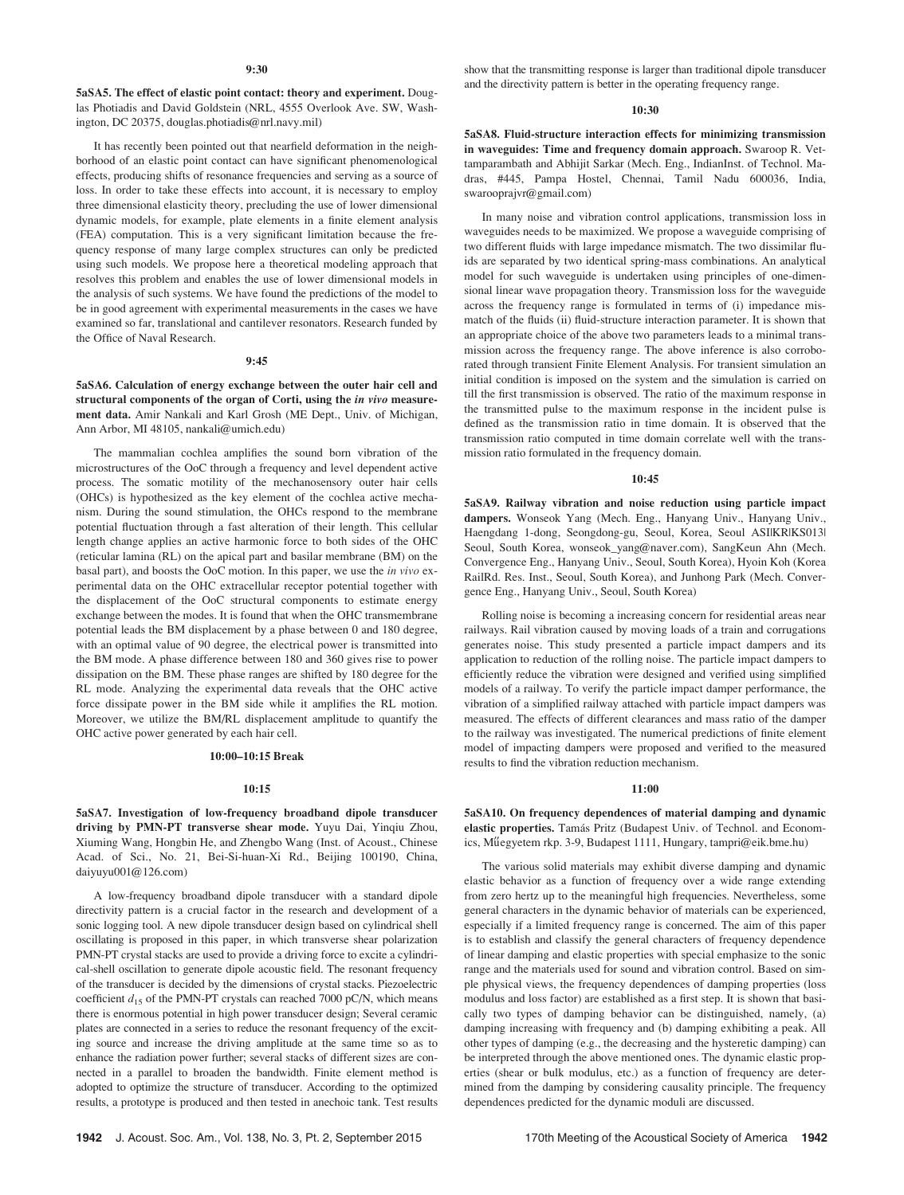**9:30**

**5aSA5. The effect of elastic point contact: theory and experiment.** Douglas Photiadis and David Goldstein (NRL, 4555 Overlook Ave. SW, Washington, DC 20375, douglas.photiadis@nrl.navy.mil)

It has recently been pointed out that nearfield deformation in the neighborhood of an elastic point contact can have significant phenomenological effects, producing shifts of resonance frequencies and serving as a source of loss. In order to take these effects into account, it is necessary to employ three dimensional elasticity theory, precluding the use of lower dimensional dynamic models, for example, plate elements in a finite element analysis (FEA) computation. This is a very significant limitation because the frequency response of many large complex structures can only be predicted using such models. We propose here a theoretical modeling approach that resolves this problem and enables the use of lower dimensional models in the analysis of such systems. We have found the predictions of the model to be in good agreement with experimental measurements in the cases we have examined so far, translational and cantilever resonators. Research funded by the Office of Naval Research.

**9:45**

**5aSA6. Calculation of energy exchange between the outer hair cell and structural components of the organ of Corti, using the *in vivo* measurement data.** Amir Nankali and Karl Grosh (ME Dept., Univ. of Michigan, Ann Arbor, MI 48105, nankali@umich.edu)

The mammalian cochlea amplifies the sound born vibration of the microstructures of the OoC through a frequency and level dependent active process. The somatic motility of the mechanosensory outer hair cells (OHCs) is hypothesized as the key element of the cochlea active mechanism. During the sound stimulation, the OHCs respond to the membrane potential fluctuation through a fast alteration of their length. This cellular length change applies an active harmonic force to both sides of the OHC (reticular lamina (RL) on the apical part and basilar membrane (BM) on the basal part), and boosts the OoC motion. In this paper, we use the *in vivo* experimental data on the OHC extracellular receptor potential together with the displacement of the OoC structural components to estimate energy exchange between the modes. It is found that when the OHC transmembrane potential leads the BM displacement by a phase between 0 and 180 degree, with an optimal value of 90 degree, the electrical power is transmitted into the BM mode. A phase difference between 180 and 360 gives rise to power dissipation on the BM. These phase ranges are shifted by 180 degree for the RL mode. Analyzing the experimental data reveals that the OHC active force dissipate power in the BM side while it amplifies the RL motion. Moreover, we utilize the BM/RL displacement amplitude to quantify the OHC active power generated by each hair cell.

**10:00–10:15 Break**

**10:15**

**5aSA7. Investigation of low-frequency broadband dipole transducer driving by PMN-PT transverse shear mode.** Yuyu Dai, Yinqiu Zhou, Xiuming Wang, Hongbin He, and Zhengbo Wang (Inst. of Acoust., Chinese Acad. of Sci., No. 21, Bei-Si-huan-Xi Rd., Beijing 100190, China, daiyuyu001@126.com)

A low-frequency broadband dipole transducer with a standard dipole directivity pattern is a crucial factor in the research and development of a sonic logging tool. A new dipole transducer design based on cylindrical shell oscillating is proposed in this paper, in which transverse shear polarization PMN-PT crystal stacks are used to provide a driving force to excite a cylindrical-shell oscillation to generate dipole acoustic field. The resonant frequency of the transducer is decided by the dimensions of crystal stacks. Piezoelectric coefficient $d_{15}$ of the PMN-PT crystals can reached 7000 pC/N, which means there is enormous potential in high power transducer design; Several ceramic plates are connected in a series to reduce the resonant frequency of the exciting source and increase the driving amplitude at the same time so as to enhance the radiation power further; several stacks of different sizes are connected in a parallel to broaden the bandwidth. Finite element method is adopted to optimize the structure of transducer. According to the optimized results, a prototype is produced and then tested in anechoic tank. Test results show that the transmitting response is larger than traditional dipole transducer and the directivity pattern is better in the operating frequency range.

**10:30**

**5aSA8. Fluid-structure interaction effects for minimizing transmission in waveguides: Time and frequency domain approach.** Swaroop R. Vettamparambath and Abhijit Sarkar (Mech. Eng., IndianInst. of Technol. Madras, #445, Pampa Hostel, Chennai, Tamil Nadu 600036, India, swarooprajvr@gmail.com)

In many noise and vibration control applications, transmission loss in waveguides needs to be maximized. We propose a waveguide comprising of two different fluids with large impedance mismatch. The two dissimilar fluids are separated by two identical spring-mass combinations. An analytical model for such waveguide is undertaken using principles of one-dimensional linear wave propagation theory. Transmission loss for the waveguide across the frequency range is formulated in terms of (i) impedance mismatch of the fluids (ii) fluid-structure interaction parameter. It is shown that an appropriate choice of the above two parameters leads to a minimal transmission across the frequency range. The above inference is also corroborated through transient Finite Element Analysis. For transient simulation an initial condition is imposed on the system and the simulation is carried on till the first transmission is observed. The ratio of the maximum response in the transmitted pulse to the maximum response in the incident pulse is defined as the transmission ratio in time domain. It is observed that the transmission ratio computed in time domain correlate well with the transmission ratio formulated in the frequency domain.

**10:45**

**5aSA9. Railway vibration and noise reduction using particle impact dampers.** Wonseok Yang (Mech. Eng., Hanyang Univ., Hanyang Univ., Haengdang 1-dong, Seongdong-gu, Seoul, Korea, Seoul ASI|KR|KS013| Seoul, South Korea, wonseok_yang@naver.com), SangKeun Ahn (Mech. Convergence Eng., Hanyang Univ., Seoul, South Korea), Hyoin Koh (Korea RailRd. Res. Inst., Seoul, South Korea), and Junhong Park (Mech. Convergence Eng., Hanyang Univ., Seoul, South Korea)

Rolling noise is becoming a increasing concern for residential areas near railways. Rail vibration caused by moving loads of a train and corrugations generates noise. This study presented a particle impact dampers and its application to reduction of the rolling noise. The particle impact dampers to efficiently reduce the vibration were designed and verified using simplified models of a railway. To verify the particle impact damper performance, the vibration of a simplified railway attached with particle impact dampers was measured. The effects of different clearances and mass ratio of the damper to the railway was investigated. The numerical predictions of finite element model of impacting dampers were proposed and verified to the measured results to find the vibration reduction mechanism.

**11:00**

**5aSA10. On frequency dependences of material damping and dynamic elastic properties.** Tamás Pritz (Budapest Univ. of Technol. and Economics, Műegyetem rkp. 3-9, Budapest 1111, Hungary, tampri@eik.bme.hu)

The various solid materials may exhibit diverse damping and dynamic elastic behavior as a function of frequency over a wide range extending from zero hertz up to the meaningful high frequencies. Nevertheless, some general characters in the dynamic behavior of materials can be experienced, especially if a limited frequency range is concerned. The aim of this paper is to establish and classify the general characters of frequency dependence of linear damping and elastic properties with special emphasize to the sonic range and the materials used for sound and vibration control. Based on simple physical views, the frequency dependences of damping properties (loss modulus and loss factor) are established as a first step. It is shown that basically two types of damping behavior can be distinguished, namely, (a) damping increasing with frequency and (b) damping exhibiting a peak. All other types of damping (e.g., the decreasing and the hysteretic damping) can be interpreted through the above mentioned ones. The dynamic elastic properties (shear or bulk modulus, etc.) as a function of frequency are determined from the damping by considering causality principle. The frequency dependences predicted for the dynamic moduli are discussed.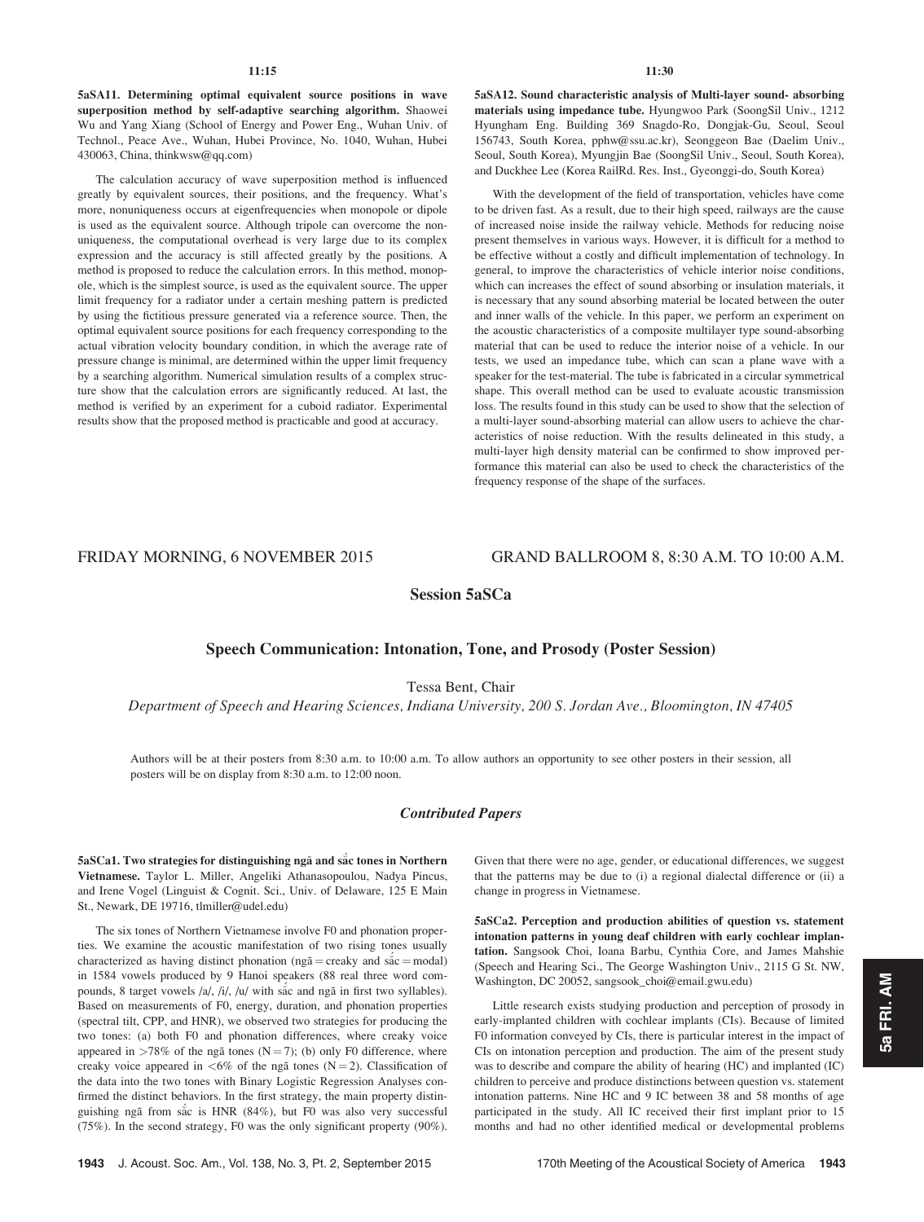11:15

**5aSA11. Determining optimal equivalent source positions in wave superposition method by self-adaptive searching algorithm.** Shaowei Wu and Yang Xiang (School of Energy and Power Eng., Wuhan Univ. of Technol., Peace Ave., Wuhan, Hubei Province, No. 1040, Wuhan, Hubei 430063, China, thinkwsw@qq.com)

The calculation accuracy of wave superposition method is influenced greatly by equivalent sources, their positions, and the frequency. What's more, nonuniqueness occurs at eigenfrequencies when monopole or dipole is used as the equivalent source. Although tripole can overcome the nonuniqueness, the computational overhead is very large due to its complex expression and the accuracy is still affected greatly by the positions. A method is proposed to reduce the calculation errors. In this method, monopole, which is the simplest source, is used as the equivalent source. The upper limit frequency for a radiator under a certain meshing pattern is predicted by using the fictitious pressure generated via a reference source. Then, the optimal equivalent source positions for each frequency corresponding to the actual vibration velocity boundary condition, in which the average rate of pressure change is minimal, are determined within the upper limit frequency by a searching algorithm. Numerical simulation results of a complex structure show that the calculation errors are significantly reduced. At last, the method is verified by an experiment for a cuboid radiator. Experimental results show that the proposed method is practicable and good at accuracy.

11:30

**5aSA12. Sound characteristic analysis of Multi-layer sound- absorbing materials using impedance tube.** Hyungwoo Park (SoongSil Univ., 1212 Hyungham Eng. Building 369 Snagdo-Ro, Dongjak-Gu, Seoul, Seoul 156743, South Korea, pphw@ssu.ac.kr), Seonggeon Bae (Daelim Univ., Seoul, South Korea), Myungjin Bae (SoongSil Univ., Seoul, South Korea), and Duckhee Lee (Korea RailRd. Res. Inst., Gyeonggi-do, South Korea)

With the development of the field of transportation, vehicles have come to be driven fast. As a result, due to their high speed, railways are the cause of increased noise inside the railway vehicle. Methods for reducing noise present themselves in various ways. However, it is difficult for a method to be effective without a costly and difficult implementation of technology. In general, to improve the characteristics of vehicle interior noise conditions, which can increases the effect of sound absorbing or insulation materials, it is necessary that any sound absorbing material be located between the outer and inner walls of the vehicle. In this paper, we perform an experiment on the acoustic characteristics of a composite multilayer type sound-absorbing material that can be used to reduce the interior noise of a vehicle. In our tests, we used an impedance tube, which can scan a plane wave with a speaker for the test-material. The tube is fabricated in a circular symmetrical shape. This overall method can be used to evaluate acoustic transmission loss. The results found in this study can be used to show that the selection of a multi-layer sound-absorbing material can allow users to achieve the characteristics of noise reduction. With the results delineated in this study, a multi-layer high density material can be confirmed to show improved performance this material can also be used to check the characteristics of the frequency response of the shape of the surfaces.

FRIDAY MORNING, 6 NOVEMBER 2015 GRAND BALLROOM 8, 8:30 A.M. TO 10:00 A.M.

# Session 5aSCa

## Speech Communication: Intonation, Tone, and Prosody (Poster Session)

Tessa Bent, Chair

*Department of Speech and Hearing Sciences, Indiana University, 200 S. Jordan Ave., Bloomington, IN 47405*

Authors will be at their posters from 8:30 a.m. to 10:00 a.m. To allow authors an opportunity to see other posters in their session, all posters will be on display from 8:30 a.m. to 12:00 noon.

### *Contributed Papers*

**5aSCa1. Two strategies for distinguishing ngã and sắc tones in Northern Vietnamese.** Taylor L. Miller, Angeliki Athanasopoulou, Nadya Pincus, and Irene Vogel (Linguist & Cognit. Sci., Univ. of Delaware, 125 E Main St., Newark, DE 19716, tlmiller@udel.edu)

The six tones of Northern Vietnamese involve F0 and phonation properties. We examine the acoustic manifestation of two rising tones usually characterized as having distinct phonation (ngã = creaky and sắc = modal) in 1584 vowels produced by 9 Hanoi speakers (88 real three word compounds, 8 target vowels /a/, /i/, /u/ with sắc and ngã in first two syllables). Based on measurements of F0, energy, duration, and phonation properties (spectral tilt, CPP, and HNR), we observed two strategies for producing the two tones: (a) both F0 and phonation differences, where creaky voice appeared in >78% of the ngã tones (N = 7); (b) only F0 difference, where creaky voice appeared in <6% of the ngã tones (N = 2). Classification of the data into the two tones with Binary Logistic Regression Analyses confirmed the distinct behaviors. In the first strategy, the main property distinguishing ngã from sắc is HNR (84%), but F0 was also very successful (75%). In the second strategy, F0 was the only significant property (90%). Given that there were no age, gender, or educational differences, we suggest that the patterns may be due to (i) a regional dialectal difference or (ii) a change in progress in Vietnamese.

**5aSCa2. Perception and production abilities of question vs. statement intonation patterns in young deaf children with early cochlear implantation.** Sangsook Choi, Ioana Barbu, Cynthia Core, and James Mahshie (Speech and Hearing Sci., The George Washington Univ., 2115 G St. NW, Washington, DC 20052, sangsook_choi@email.gwu.edu)

Little research exists studying production and perception of prosody in early-implanted children with cochlear implants (CIs). Because of limited F0 information conveyed by CIs, there is particular interest in the impact of CIs on intonation perception and production. The aim of the present study was to describe and compare the ability of hearing (HC) and implanted (IC) children to perceive and produce distinctions between question vs. statement intonation patterns. Nine HC and 9 IC between 38 and 58 months of age participated in the study. All IC received their first implant prior to 15 months and had no other identified medical or developmental problems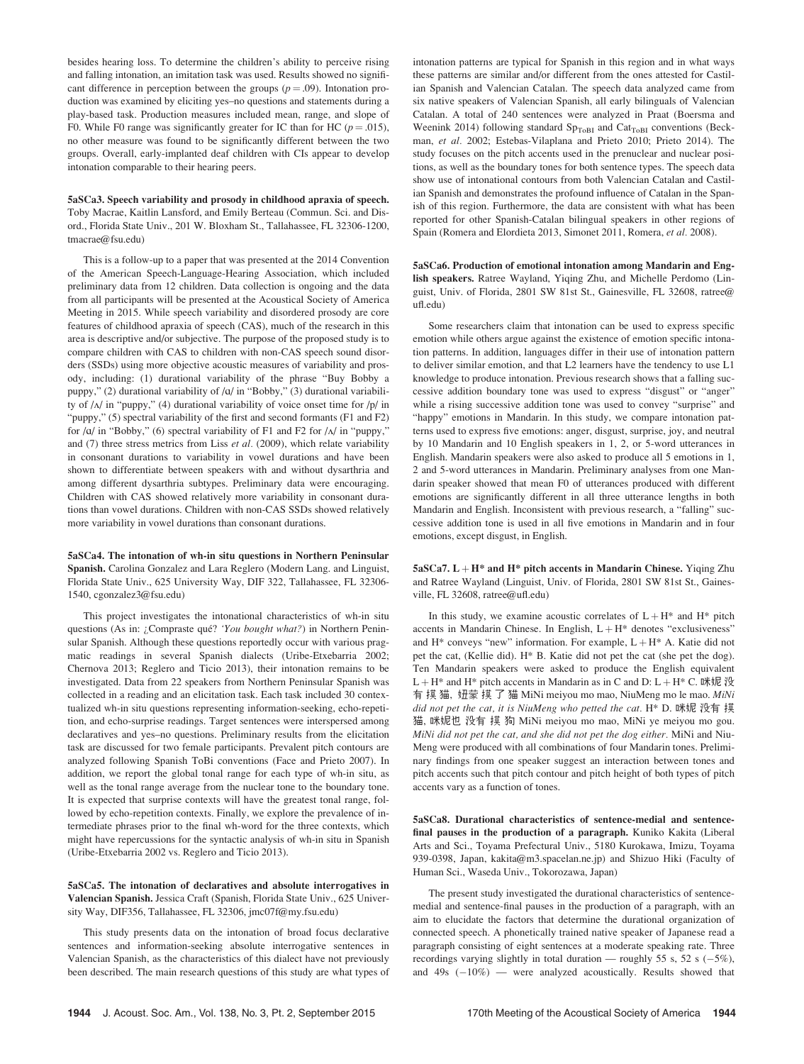besides hearing loss. To determine the children's ability to perceive rising and falling intonation, an imitation task was used. Results showed no significant difference in perception between the groups ($p = .09$). Intonation production was examined by eliciting yes–no questions and statements during a play-based task. Production measures included mean, range, and slope of F0. While F0 range was significantly greater for IC than for HC ($p = .015$), no other measure was found to be significantly different between the two groups. Overall, early-implanted deaf children with CIs appear to develop intonation comparable to their hearing peers.

**5aSCa3. Speech variability and prosody in childhood apraxia of speech.** Toby Macrae, Kaitlin Lansford, and Emily Berteau (Commun. Sci. and Disord., Florida State Univ., 201 W. Bloxham St., Tallahassee, FL 32306-1200, tmacrae@fsu.edu)

This is a follow-up to a paper that was presented at the 2014 Convention of the American Speech-Language-Hearing Association, which included preliminary data from 12 children. Data collection is ongoing and the data from all participants will be presented at the Acoustical Society of America Meeting in 2015. While speech variability and disordered prosody are core features of childhood apraxia of speech (CAS), much of the research in this area is descriptive and/or subjective. The purpose of the proposed study is to compare children with CAS to children with non-CAS speech sound disorders (SSDs) using more objective acoustic measures of variability and prosody, including: (1) durational variability of the phrase "Buy Bobby a puppy," (2) durational variability of /ɑ/ in "Bobby," (3) durational variability of /ʌ/ in "puppy," (4) durational variability of voice onset time for /p/ in "puppy," (5) spectral variability of the first and second formants (F1 and F2) for /ɑ/ in "Bobby," (6) spectral variability of F1 and F2 for /ʌ/ in "puppy," and (7) three stress metrics from Liss *et al.* (2009), which relate variability in consonant durations to variability in vowel durations and have been shown to differentiate between speakers with and without dysarthria and among different dysarthria subtypes. Preliminary data were encouraging. Children with CAS showed relatively more variability in consonant durations than vowel durations. Children with non-CAS SSDs showed relatively more variability in vowel durations than consonant durations.

**5aSCa4. The intonation of wh-in situ questions in Northern Peninsular Spanish.** Carolina Gonzalez and Lara Reglero (Modern Lang. and Linguist, Florida State Univ., 625 University Way, DIF 322, Tallahassee, FL 32306-1540, cgonzalez3@fsu.edu)

This project investigates the intonational characteristics of wh-in situ questions (As in: ¿Compraste qué? *'You bought what?'*) in Northern Peninsular Spanish. Although these questions reportedly occur with various pragmatic readings in several Spanish dialects (Uribe-Etxebarria 2002; Chernova 2013; Reglero and Ticio 2013), their intonation remains to be investigated. Data from 22 speakers from Northern Peninsular Spanish was collected in a reading and an elicitation task. Each task included 30 contextualized wh-in situ questions representing information-seeking, echo-repetition, and echo-surprise readings. Target sentences were interspersed among declaratives and yes–no questions. Preliminary results from the elicitation task are discussed for two female participants. Prevalent pitch contours are analyzed following Spanish ToBi conventions (Face and Prieto 2007). In addition, we report the global tonal range for each type of wh-in situ, as well as the tonal range average from the nuclear tone to the boundary tone. It is expected that surprise contexts will have the greatest tonal range, followed by echo-repetition contexts. Finally, we explore the prevalence of intermediate phrases prior to the final wh-word for the three contexts, which might have repercussions for the syntactic analysis of wh-in situ in Spanish (Uribe-Etxebarria 2002 vs. Reglero and Ticio 2013).

**5aSCa5. The intonation of declaratives and absolute interrogatives in Valencian Spanish.** Jessica Craft (Spanish, Florida State Univ., 625 University Way, DIF356, Tallahassee, FL 32306, jmc07f@my.fsu.edu)

This study presents data on the intonation of broad focus declarative sentences and information-seeking absolute interrogative sentences in Valencian Spanish, as the characteristics of this dialect have not previously been described. The main research questions of this study are what types of intonation patterns are typical for Spanish in this region and in what ways these patterns are similar and/or different from the ones attested for Castilian Spanish and Valencian Catalan. The speech data analyzed came from six native speakers of Valencian Spanish, all early bilinguals of Valencian Catalan. A total of 240 sentences were analyzed in Praat (Boersma and Weenink 2014) following standard $Sp_{ToBI}$ and $Cat_{ToBI}$ conventions (Beckman, *et al.* 2002; Estebas-Vilaplana and Prieto 2010; Prieto 2014). The study focuses on the pitch accents used in the prenuclear and nuclear positions, as well as the boundary tones for both sentence types. The speech data show use of intonational contours from both Valencian Catalan and Castilian Spanish and demonstrates the profound influence of Catalan in the Spanish of this region. Furthermore, the data are consistent with what has been reported for other Spanish-Catalan bilingual speakers in other regions of Spain (Romera and Elordieta 2013, Simonet 2011, Romera, *et al.* 2008).

**5aSCa6. Production of emotional intonation among Mandarin and English speakers.** Ratree Wayland, Yiqing Zhu, and Michelle Perdomo (Linguist, Univ. of Florida, 2801 SW 81st St., Gainesville, FL 32608, ratree@ufl.edu)

Some researchers claim that intonation can be used to express specific emotion while others argue against the existence of emotion specific intonation patterns. In addition, languages differ in their use of intonation pattern to deliver similar emotion, and that L2 learners have the tendency to use L1 knowledge to produce intonation. Previous research shows that a falling successive addition boundary tone was used to express "disgust" or "anger" while a rising successive addition tone was used to convey "surprise" and "happy" emotions in Mandarin. In this study, we compare intonation patterns used to express five emotions: anger, disgust, surprise, joy, and neutral by 10 Mandarin and 10 English speakers in 1, 2, or 5-word utterances in English. Mandarin speakers were also asked to produce all 5 emotions in 1, 2 and 5-word utterances in Mandarin. Preliminary analyses from one Mandarin speaker showed that mean F0 of utterances produced with different emotions are significantly different in all three utterance lengths in both Mandarin and English. Inconsistent with previous research, a "falling" successive addition tone is used in all five emotions in Mandarin and in four emotions, except disgust, in English.

**5aSCa7. L + H* and H* pitch accents in Mandarin Chinese.** Yiqing Zhu and Ratree Wayland (Linguist, Univ. of Florida, 2801 SW 81st St., Gainesville, FL 32608, ratree@ufl.edu)

In this study, we examine acoustic correlates of L + H* and H* pitch accents in Mandarin Chinese. In English, L + H* denotes "exclusiveness" and H* conveys "new" information. For example, L + H* A. Katie did not pet the cat, (Kellie did). H* B. Katie did not pet the cat (she pet the dog). Ten Mandarin speakers were asked to produce the English equivalent L + H* and H* pitch accents in Mandarin as in C and D: L + H* C. 咪妮 没有 摸 猫, 妞蒙 摸 了 猫 MiNi meiyou mo mao, NiuMeng mo le mao. *MiNi did not pet the cat, it is NiuMeng who petted the cat.* H* D. 咪妮 没有 摸 猫, 咪妮也 没有 摸 狗 MiNi meiyou mo mao, MiNi ye meiyou mo gou. *MiNi did not pet the cat, and she did not pet the dog either.* MiNi and NiuMeng were produced with all combinations of four Mandarin tones. Preliminary findings from one speaker suggest an interaction between tones and pitch accents such that pitch contour and pitch height of both types of pitch accents vary as a function of tones.

**5aSCa8. Durational characteristics of sentence-medial and sentence-final pauses in the production of a paragraph.** Kuniko Kakita (Liberal Arts and Sci., Toyama Prefectural Univ., 5180 Kurokawa, Imizu, Toyama 939-0398, Japan, kakita@m3.spacelan.ne.jp) and Shizuo Hiki (Faculty of Human Sci., Waseda Univ., Tokorozawa, Japan)

The present study investigated the durational characteristics of sentence-medial and sentence-final pauses in the production of a paragraph, with an aim to elucidate the factors that determine the durational organization of connected speech. A phonetically trained native speaker of Japanese read a paragraph consisting of eight sentences at a moderate speaking rate. Three recordings varying slightly in total duration — roughly 55 s, 52 s (−5%), and 49s (−10%) — were analyzed acoustically. Results showed that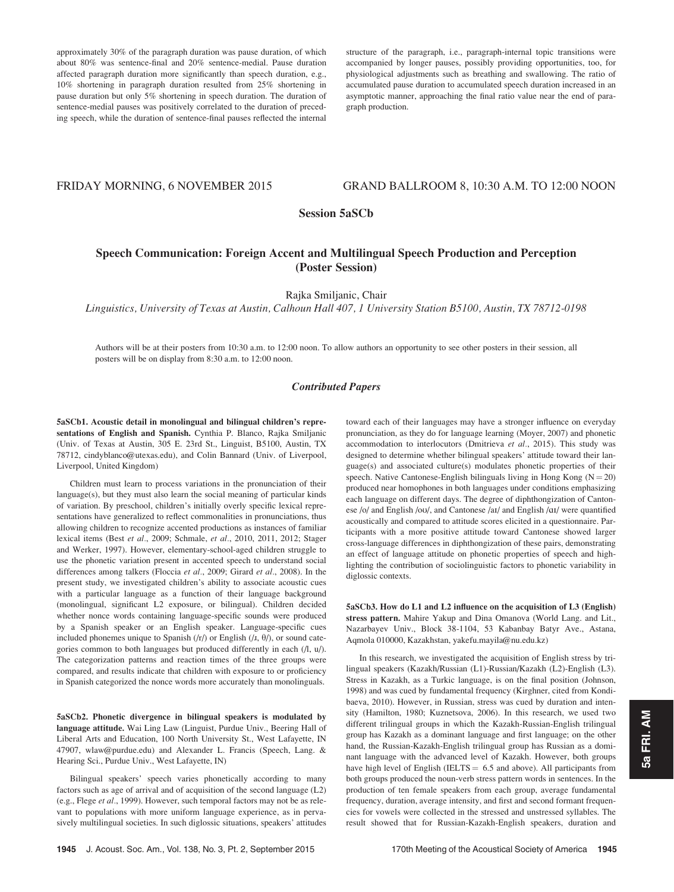approximately 30% of the paragraph duration was pause duration, of which about 80% was sentence-final and 20% sentence-medial. Pause duration affected paragraph duration more significantly than speech duration, e.g., 10% shortening in paragraph duration resulted from 25% shortening in pause duration but only 5% shortening in speech duration. The duration of sentence-medial pauses was positively correlated to the duration of preceding speech, while the duration of sentence-final pauses reflected the internal structure of the paragraph, i.e., paragraph-internal topic transitions were accompanied by longer pauses, possibly providing opportunities, too, for physiological adjustments such as breathing and swallowing. The ratio of accumulated pause duration to accumulated speech duration increased in an asymptotic manner, approaching the final ratio value near the end of paragraph production.

FRIDAY MORNING, 6 NOVEMBER 2015 GRAND BALLROOM 8, 10:30 A.M. TO 12:00 NOON

## Session 5aSCb

## Speech Communication: Foreign Accent and Multilingual Speech Production and Perception (Poster Session)

Rajka Smiljanic, Chair

*Linguistics, University of Texas at Austin, Calhoun Hall 407, 1 University Station B5100, Austin, TX 78712-0198*

Authors will be at their posters from 10:30 a.m. to 12:00 noon. To allow authors an opportunity to see other posters in their session, all posters will be on display from 8:30 a.m. to 12:00 noon.

### *Contributed Papers*

**5aSCb1. Acoustic detail in monolingual and bilingual children's representations of English and Spanish.** Cynthia P. Blanco, Rajka Smiljanic (Univ. of Texas at Austin, 305 E. 23rd St., Linguist, B5100, Austin, TX 78712, cindyblanco@utexas.edu), and Colin Bannard (Univ. of Liverpool, Liverpool, United Kingdom)

Children must learn to process variations in the pronunciation of their language(s), but they must also learn the social meaning of particular kinds of variation. By preschool, children's initially overly specific lexical representations have generalized to reflect commonalities in pronunciations, thus allowing children to recognize accented productions as instances of familiar lexical items (Best *et al.*, 2009; Schmale, *et al.*, 2010, 2011, 2012; Stager and Werker, 1997). However, elementary-school-aged children struggle to use the phonetic variation present in accented speech to understand social differences among talkers (Floccia *et al.*, 2009; Girard *et al.*, 2008). In the present study, we investigated children's ability to associate acoustic cues with a particular language as a function of their language background (monolingual, significant L2 exposure, or bilingual). Children decided whether nonce words containing language-specific sounds were produced by a Spanish speaker or an English speaker. Language-specific cues included phonemes unique to Spanish (/r/) or English (/ɹ, θ/), or sound categories common to both languages but produced differently in each (/l, u/). The categorization patterns and reaction times of the three groups were compared, and results indicate that children with exposure to or proficiency in Spanish categorized the nonce words more accurately than monolinguals.

**5aSCb2. Phonetic divergence in bilingual speakers is modulated by language attitude.** Wai Ling Law (Linguist, Purdue Univ., Beering Hall of Liberal Arts and Education, 100 North University St., West Lafayette, IN 47907, wlaw@purdue.edu) and Alexander L. Francis (Speech, Lang. & Hearing Sci., Purdue Univ., West Lafayette, IN)

Bilingual speakers' speech varies phonetically according to many factors such as age of arrival and of acquisition of the second language (L2) (e.g., Flege *et al.*, 1999). However, such temporal factors may not be as relevant to populations with more uniform language experience, as in pervasively multilingual societies. In such diglossic situations, speakers' attitudes toward each of their languages may have a stronger influence on everyday pronunciation, as they do for language learning (Moyer, 2007) and phonetic accommodation to interlocutors (Dmitrieva *et al.*, 2015). This study was designed to determine whether bilingual speakers' attitude toward their language(s) and associated culture(s) modulates phonetic properties of their speech. Native Cantonese-English bilinguals living in Hong Kong (N = 20) produced near homophones in both languages under conditions emphasizing each language on different days. The degree of diphthongization of Cantonese /o/ and English /oʊ/, and Cantonese /aɪ/ and English /ɑɪ/ were quantified acoustically and compared to attitude scores elicited in a questionnaire. Participants with a more positive attitude toward Cantonese showed larger cross-language differences in diphthongization of these pairs, demonstrating an effect of language attitude on phonetic properties of speech and highlighting the contribution of sociolinguistic factors to phonetic variability in diglossic contexts.

**5aSCb3. How do L1 and L2 influence on the acquisition of L3 (English) stress pattern.** Mahire Yakup and Dina Omanova (World Lang. and Lit., Nazarbayev Univ., Block 38-1104, 53 Kabanbay Batyr Ave., Astana, Aqmola 010000, Kazakhstan, yakefu.mayila@nu.edu.kz)

In this research, we investigated the acquisition of English stress by trilingual speakers (Kazakh/Russian (L1)-Russian/Kazakh (L2)-English (L3). Stress in Kazakh, as a Turkic language, is on the final position (Johnson, 1998) and was cued by fundamental frequency (Kirghner, cited from Kondibaeva, 2010). However, in Russian, stress was cued by duration and intensity (Hamilton, 1980; Kuznetsova, 2006). In this research, we used two different trilingual groups in which the Kazakh-Russian-English trilingual group has Kazakh as a dominant language and first language; on the other hand, the Russian-Kazakh-English trilingual group has Russian as a dominant language with the advanced level of Kazakh. However, both groups have high level of English (IELTS = 6.5 and above). All participants from both groups produced the noun-verb stress pattern words in sentences. In the production of ten female speakers from each group, average fundamental frequency, duration, average intensity, and first and second formant frequencies for vowels were collected in the stressed and unstressed syllables. The result showed that for Russian-Kazakh-English speakers, duration and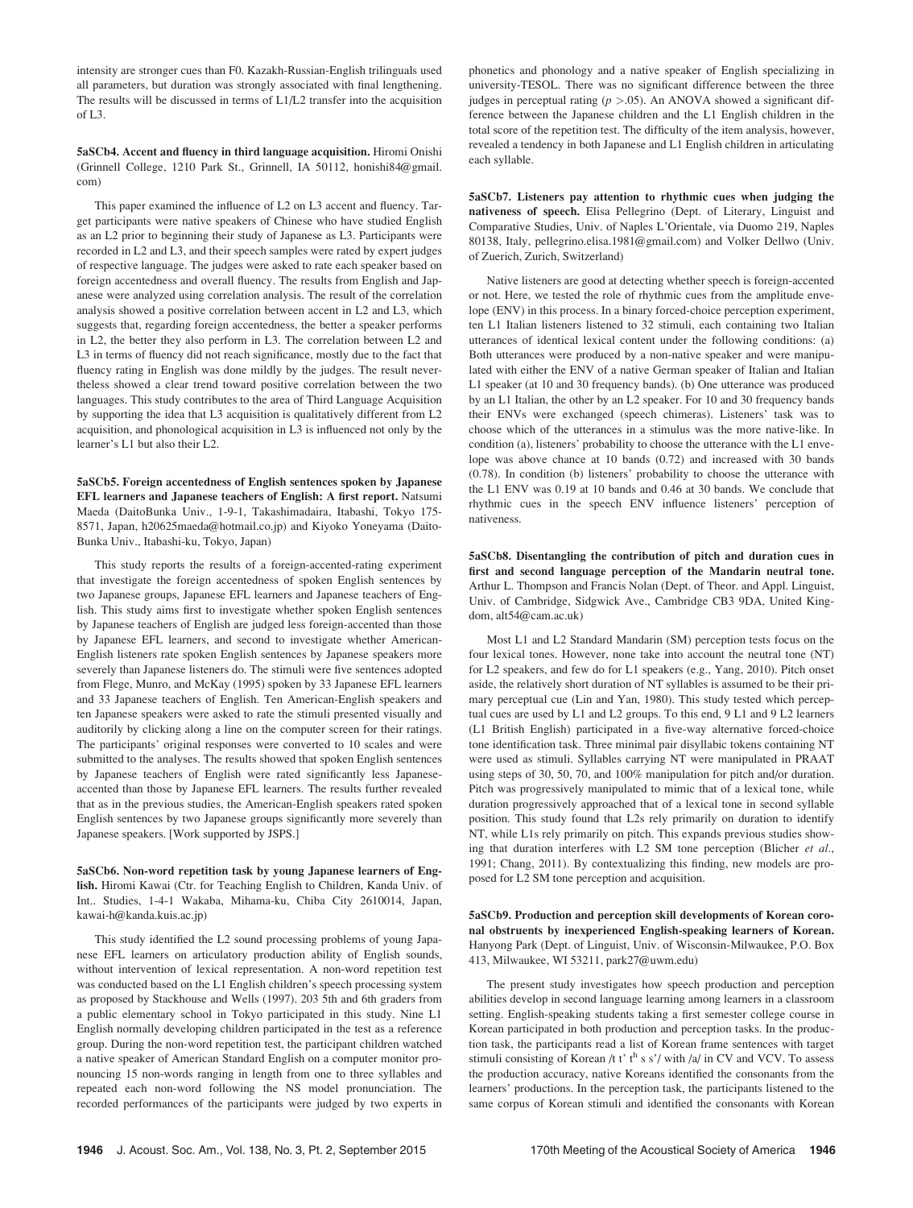intensity are stronger cues than F0. Kazakh-Russian-English trilinguals used all parameters, but duration was strongly associated with final lengthening. The results will be discussed in terms of L1/L2 transfer into the acquisition of L3.

**5aSCb4. Accent and fluency in third language acquisition.** Hiromi Onishi (Grinnell College, 1210 Park St., Grinnell, IA 50112, honishi84@gmail.com)

This paper examined the influence of L2 on L3 accent and fluency. Target participants were native speakers of Chinese who have studied English as an L2 prior to beginning their study of Japanese as L3. Participants were recorded in L2 and L3, and their speech samples were rated by expert judges of respective language. The judges were asked to rate each speaker based on foreign accentedness and overall fluency. The results from English and Japanese were analyzed using correlation analysis. The result of the correlation analysis showed a positive correlation between accent in L2 and L3, which suggests that, regarding foreign accentedness, the better a speaker performs in L2, the better they also perform in L3. The correlation between L2 and L3 in terms of fluency did not reach significance, mostly due to the fact that fluency rating in English was done mildly by the judges. The result nevertheless showed a clear trend toward positive correlation between the two languages. This study contributes to the area of Third Language Acquisition by supporting the idea that L3 acquisition is qualitatively different from L2 acquisition, and phonological acquisition in L3 is influenced not only by the learner's L1 but also their L2.

**5aSCb5. Foreign accentedness of English sentences spoken by Japanese EFL learners and Japanese teachers of English: A first report.** Natsumi Maeda (DaitoBunka Univ., 1-9-1, Takashimadaira, Itabashi, Tokyo 175-8571, Japan, h20625maeda@hotmail.co.jp) and Kiyoko Yoneyama (Daito-Bunka Univ., Itabashi-ku, Tokyo, Japan)

This study reports the results of a foreign-accented-rating experiment that investigate the foreign accentedness of spoken English sentences by two Japanese groups, Japanese EFL learners and Japanese teachers of English. This study aims first to investigate whether spoken English sentences by Japanese teachers of English are judged less foreign-accented than those by Japanese EFL learners, and second to investigate whether American-English listeners rate spoken English sentences by Japanese speakers more severely than Japanese listeners do. The stimuli were five sentences adopted from Flege, Munro, and McKay (1995) spoken by 33 Japanese EFL learners and 33 Japanese teachers of English. Ten American-English speakers and ten Japanese speakers were asked to rate the stimuli presented visually and auditorily by clicking along a line on the computer screen for their ratings. The participants' original responses were converted to 10 scales and were submitted to the analyses. The results showed that spoken English sentences by Japanese teachers of English were rated significantly less Japanese-accented than those by Japanese EFL learners. The results further revealed that as in the previous studies, the American-English speakers rated spoken English sentences by two Japanese groups significantly more severely than Japanese speakers. [Work supported by JSPS.]

**5aSCb6. Non-word repetition task by young Japanese learners of English.** Hiromi Kawai (Ctr. for Teaching English to Children, Kanda Univ. of Int.. Studies, 1-4-1 Wakaba, Mihama-ku, Chiba City 2610014, Japan, kawai-h@kanda.kuis.ac.jp)

This study identified the L2 sound processing problems of young Japanese EFL learners on articulatory production ability of English sounds, without intervention of lexical representation. A non-word repetition test was conducted based on the L1 English children's speech processing system as proposed by Stackhouse and Wells (1997). 203 5th and 6th graders from a public elementary school in Tokyo participated in this study. Nine L1 English normally developing children participated in the test as a reference group. During the non-word repetition test, the participant children watched a native speaker of American Standard English on a computer monitor pronouncing 15 non-words ranging in length from one to three syllables and repeated each non-word following the NS model pronunciation. The recorded performances of the participants were judged by two experts in phonetics and phonology and a native speaker of English specializing in university-TESOL. There was no significant difference between the three judges in perceptual rating ($p > .05$). An ANOVA showed a significant difference between the Japanese children and the L1 English children in the total score of the repetition test. The difficulty of the item analysis, however, revealed a tendency in both Japanese and L1 English children in articulating each syllable.

**5aSCb7. Listeners pay attention to rhythmic cues when judging the nativeness of speech.** Elisa Pellegrino (Dept. of Literary, Linguist and Comparative Studies, Univ. of Naples L'Orientale, via Duomo 219, Naples 80138, Italy, pellegrino.elisa.1981@gmail.com) and Volker Dellwo (Univ. of Zuerich, Zurich, Switzerland)

Native listeners are good at detecting whether speech is foreign-accented or not. Here, we tested the role of rhythmic cues from the amplitude envelope (ENV) in this process. In a binary forced-choice perception experiment, ten L1 Italian listeners listened to 32 stimuli, each containing two Italian utterances of identical lexical content under the following conditions: (a) Both utterances were produced by a non-native speaker and were manipulated with either the ENV of a native German speaker of Italian and Italian L1 speaker (at 10 and 30 frequency bands). (b) One utterance was produced by an L1 Italian, the other by an L2 speaker. For 10 and 30 frequency bands their ENVs were exchanged (speech chimeras). Listeners' task was to choose which of the utterances in a stimulus was the more native-like. In condition (a), listeners' probability to choose the utterance with the L1 envelope was above chance at 10 bands (0.72) and increased with 30 bands (0.78). In condition (b) listeners' probability to choose the utterance with the L1 ENV was 0.19 at 10 bands and 0.46 at 30 bands. We conclude that rhythmic cues in the speech ENV influence listeners' perception of nativeness.

**5aSCb8. Disentangling the contribution of pitch and duration cues in first and second language perception of the Mandarin neutral tone.** Arthur L. Thompson and Francis Nolan (Dept. of Theor. and Appl. Linguist, Univ. of Cambridge, Sidgwick Ave., Cambridge CB3 9DA, United Kingdom, alt54@cam.ac.uk)

Most L1 and L2 Standard Mandarin (SM) perception tests focus on the four lexical tones. However, none take into account the neutral tone (NT) for L2 speakers, and few do for L1 speakers (e.g., Yang, 2010). Pitch onset aside, the relatively short duration of NT syllables is assumed to be their primary perceptual cue (Lin and Yan, 1980). This study tested which perceptual cues are used by L1 and L2 groups. To this end, 9 L1 and 9 L2 learners (L1 British English) participated in a five-way alternative forced-choice tone identification task. Three minimal pair disyllabic tokens containing NT were used as stimuli. Syllables carrying NT were manipulated in PRAAT using steps of 30, 50, 70, and 100% manipulation for pitch and/or duration. Pitch was progressively manipulated to mimic that of a lexical tone, while duration progressively approached that of a lexical tone in second syllable position. This study found that L2s rely primarily on duration to identify NT, while L1s rely primarily on pitch. This expands previous studies showing that duration interferes with L2 SM tone perception (Blicher *et al.*, 1991; Chang, 2011). By contextualizing this finding, new models are proposed for L2 SM tone perception and acquisition.

**5aSCb9. Production and perception skill developments of Korean coronal obstruents by inexperienced English-speaking learners of Korean.** Hanyong Park (Dept. of Linguist, Univ. of Wisconsin-Milwaukee, P.O. Box 413, Milwaukee, WI 53211, park27@uwm.edu)

The present study investigates how speech production and perception abilities develop in second language learning among learners in a classroom setting. English-speaking students taking a first semester college course in Korean participated in both production and perception tasks. In the production task, the participants read a list of Korean frame sentences with target stimuli consisting of Korean /t t' $t^h$ s s'/ with /a/ in CV and VCV. To assess the production accuracy, native Koreans identified the consonants from the learners' productions. In the perception task, the participants listened to the same corpus of Korean stimuli and identified the consonants with Korean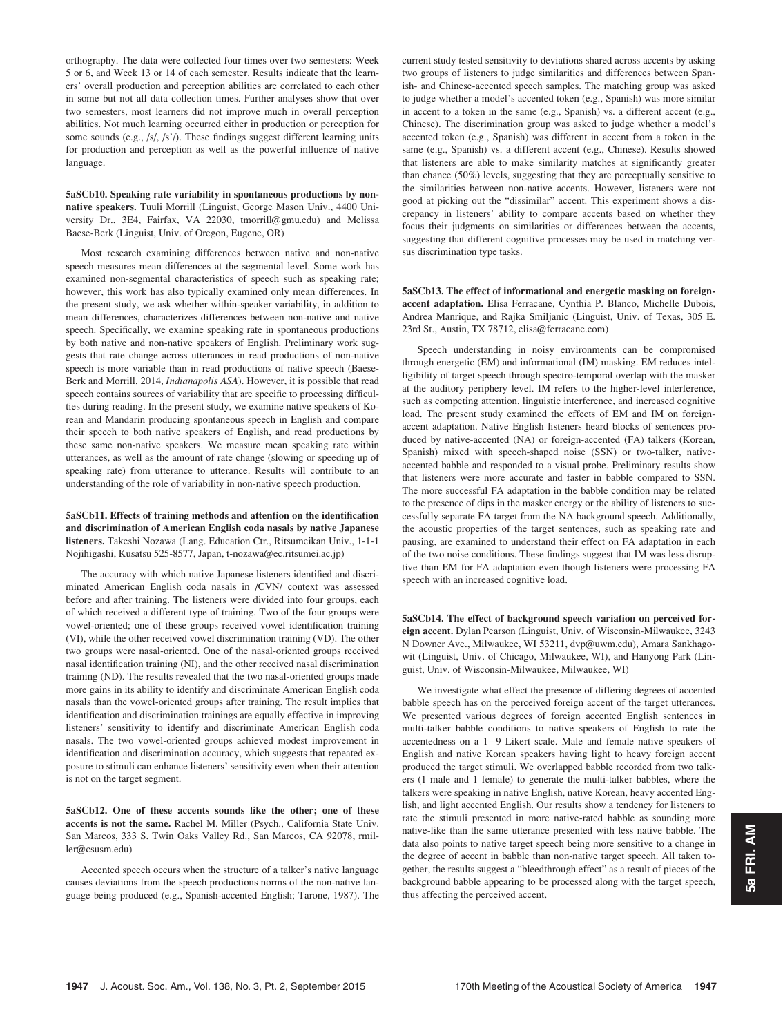orthography. The data were collected four times over two semesters: Week 5 or 6, and Week 13 or 14 of each semester. Results indicate that the learners' overall production and perception abilities are correlated to each other in some but not all data collection times. Further analyses show that over two semesters, most learners did not improve much in overall perception abilities. Not much learning occurred either in production or perception for some sounds (e.g., /s/, /s'/). These findings suggest different learning units for production and perception as well as the powerful influence of native language.

**5aSCb10. Speaking rate variability in spontaneous productions by non-native speakers.** Tuuli Morrill (Linguist, George Mason Univ., 4400 University Dr., 3E4, Fairfax, VA 22030, tmorrill@gmu.edu) and Melissa Baese-Berk (Linguist, Univ. of Oregon, Eugene, OR)

Most research examining differences between native and non-native speech measures mean differences at the segmental level. Some work has examined non-segmental characteristics of speech such as speaking rate; however, this work has also typically examined only mean differences. In the present study, we ask whether within-speaker variability, in addition to mean differences, characterizes differences between non-native and native speech. Specifically, we examine speaking rate in spontaneous productions by both native and non-native speakers of English. Preliminary work suggests that rate change across utterances in read productions of non-native speech is more variable than in read productions of native speech (Baese-Berk and Morrill, 2014, *Indianapolis ASA*). However, it is possible that read speech contains sources of variability that are specific to processing difficulties during reading. In the present study, we examine native speakers of Korean and Mandarin producing spontaneous speech in English and compare their speech to both native speakers of English, and read productions by these same non-native speakers. We measure mean speaking rate within utterances, as well as the amount of rate change (slowing or speeding up of speaking rate) from utterance to utterance. Results will contribute to an understanding of the role of variability in non-native speech production.

**5aSCb11. Effects of training methods and attention on the identification and discrimination of American English coda nasals by native Japanese listeners.** Takeshi Nozawa (Lang. Education Ctr., Ritsumeikan Univ., 1-1-1 Nojihigashi, Kusatsu 525-8577, Japan, t-nozawa@ec.ritsumei.ac.jp)

The accuracy with which native Japanese listeners identified and discriminated American English coda nasals in /CVN/ context was assessed before and after training. The listeners were divided into four groups, each of which received a different type of training. Two of the four groups were vowel-oriented; one of these groups received vowel identification training (VI), while the other received vowel discrimination training (VD). The other two groups were nasal-oriented. One of the nasal-oriented groups received nasal identification training (NI), and the other received nasal discrimination training (ND). The results revealed that the two nasal-oriented groups made more gains in its ability to identify and discriminate American English coda nasals than the vowel-oriented groups after training. The result implies that identification and discrimination trainings are equally effective in improving listeners' sensitivity to identify and discriminate American English coda nasals. The two vowel-oriented groups achieved modest improvement in identification and discrimination accuracy, which suggests that repeated exposure to stimuli can enhance listeners' sensitivity even when their attention is not on the target segment.

**5aSCb12. One of these accents sounds like the other; one of these accents is not the same.** Rachel M. Miller (Psych., California State Univ. San Marcos, 333 S. Twin Oaks Valley Rd., San Marcos, CA 92078, rmiller@csusm.edu)

Accented speech occurs when the structure of a talker's native language causes deviations from the speech productions norms of the non-native language being produced (e.g., Spanish-accented English; Tarone, 1987). The current study tested sensitivity to deviations shared across accents by asking two groups of listeners to judge similarities and differences between Spanish- and Chinese-accented speech samples. The matching group was asked to judge whether a model's accented token (e.g., Spanish) was more similar in accent to a token in the same (e.g., Spanish) vs. a different accent (e.g., Chinese). The discrimination group was asked to judge whether a model's accented token (e.g., Spanish) was different in accent from a token in the same (e.g., Spanish) vs. a different accent (e.g., Chinese). Results showed that listeners are able to make similarity matches at significantly greater than chance (50%) levels, suggesting that they are perceptually sensitive to the similarities between non-native accents. However, listeners were not good at picking out the "dissimilar" accent. This experiment shows a discrepancy in listeners' ability to compare accents based on whether they focus their judgments on similarities or differences between the accents, suggesting that different cognitive processes may be used in matching versus discrimination type tasks.

**5aSCb13. The effect of informational and energetic masking on foreign-accent adaptation.** Elisa Ferracane, Cynthia P. Blanco, Michelle Dubois, Andrea Manrique, and Rajka Smiljanic (Linguist, Univ. of Texas, 305 E. 23rd St., Austin, TX 78712, elisa@ferracane.com)

Speech understanding in noisy environments can be compromised through energetic (EM) and informational (IM) masking. EM reduces intelligibility of target speech through spectro-temporal overlap with the masker at the auditory periphery level. IM refers to the higher-level interference, such as competing attention, linguistic interference, and increased cognitive load. The present study examined the effects of EM and IM on foreign-accent adaptation. Native English listeners heard blocks of sentences produced by native-accented (NA) or foreign-accented (FA) talkers (Korean, Spanish) mixed with speech-shaped noise (SSN) or two-talker, native-accented babble and responded to a visual probe. Preliminary results show that listeners were more accurate and faster in babble compared to SSN. The more successful FA adaptation in the babble condition may be related to the presence of dips in the masker energy or the ability of listeners to successfully separate FA target from the NA background speech. Additionally, the acoustic properties of the target sentences, such as speaking rate and pausing, are examined to understand their effect on FA adaptation in each of the two noise conditions. These findings suggest that IM was less disruptive than EM for FA adaptation even though listeners were processing FA speech with an increased cognitive load.

**5aSCb14. The effect of background speech variation on perceived foreign accent.** Dylan Pearson (Linguist, Univ. of Wisconsin-Milwaukee, 3243 N Downer Ave., Milwaukee, WI 53211, dvp@uwm.edu), Amara Sankhagowit (Linguist, Univ. of Chicago, Milwaukee, WI), and Hanyong Park (Linguist, Univ. of Wisconsin-Milwaukee, Milwaukee, WI)

We investigate what effect the presence of differing degrees of accented babble speech has on the perceived foreign accent of the target utterances. We presented various degrees of foreign accented English sentences in multi-talker babble conditions to native speakers of English to rate the accentedness on a 1–9 Likert scale. Male and female native speakers of English and native Korean speakers having light to heavy foreign accent produced the target stimuli. We overlapped babble recorded from two talkers (1 male and 1 female) to generate the multi-talker babbles, where the talkers were speaking in native English, native Korean, heavy accented English, and light accented English. Our results show a tendency for listeners to rate the stimuli presented in more native-rated babble as sounding more native-like than the same utterance presented with less native babble. The data also points to native target speech being more sensitive to a change in the degree of accent in babble than non-native target speech. All taken together, the results suggest a "bleedthrough effect" as a result of pieces of the background babble appearing to be processed along with the target speech, thus affecting the perceived accent.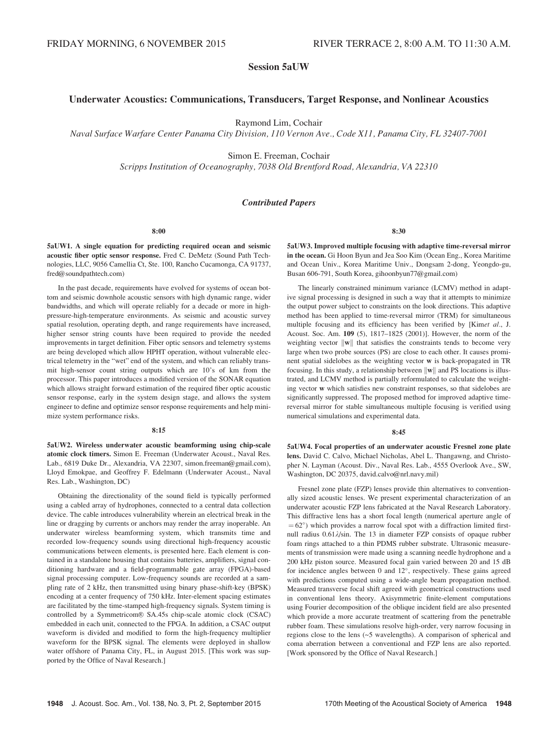FRIDAY MORNING, 6 NOVEMBER 2015 RIVER TERRACE 2, 8:00 A.M. TO 11:30 A.M.

# Session 5aUW

## Underwater Acoustics: Communications, Transducers, Target Response, and Nonlinear Acoustics

Raymond Lim, Cochair
*Naval Surface Warfare Center Panama City Division, 110 Vernon Ave., Code X11, Panama City, FL 32407-7001*

Simon E. Freeman, Cochair
*Scripps Institution of Oceanography, 7038 Old Brentford Road, Alexandria, VA 22310*

### *Contributed Papers*

**8:00**

**5aUW1. A single equation for predicting required ocean and seismic acoustic fiber optic sensor response.** Fred C. DeMetz (Sound Path Technologies, LLC, 9056 Camellia Ct, Ste. 100, Rancho Cucamonga, CA 91737, fred@soundpathtech.com)

In the past decade, requirements have evolved for systems of ocean bottom and seismic downhole acoustic sensors with high dynamic range, wider bandwidths, and which will operate reliably for a decade or more in high-pressure-high-temperature environments. As seismic and acoustic survey spatial resolution, operating depth, and range requirements have increased, higher sensor string counts have been required to provide the needed improvements in target definition. Fiber optic sensors and telemetry systems are being developed which allow HPHT operation, without vulnerable electrical telemetry in the "wet" end of the system, and which can reliably transmit high-sensor count string outputs which are 10's of km from the processor. This paper introduces a modified version of the SONAR equation which allows straight forward estimation of the required fiber optic acoustic sensor response, early in the system design stage, and allows the system engineer to define and optimize sensor response requirements and help minimize system performance risks.

**8:15**

**5aUW2. Wireless underwater acoustic beamforming using chip-scale atomic clock timers.** Simon E. Freeman (Underwater Acoust., Naval Res. Lab., 6819 Duke Dr., Alexandria, VA 22307, simon.freeman@gmail.com), Lloyd Emokpae, and Geoffrey F. Edelmann (Underwater Acoust., Naval Res. Lab., Washington, DC)

Obtaining the directionality of the sound field is typically performed using a cabled array of hydrophones, connected to a central data collection device. The cable introduces vulnerability wherein an electrical break in the line or dragging by currents or anchors may render the array inoperable. An underwater wireless beamforming system, which transmits time and recorded low-frequency sounds using directional high-frequency acoustic communications between elements, is presented here. Each element is contained in a standalone housing that contains batteries, amplifiers, signal conditioning hardware and a field-programmable gate array (FPGA)-based signal processing computer. Low-frequency sounds are recorded at a sampling rate of 2 kHz, then transmitted using binary phase-shift-key (BPSK) encoding at a center frequency of 750 kHz. Inter-element spacing estimates are facilitated by the time-stamped high-frequency signals. System timing is controlled by a Symmetricom® SA.45s chip-scale atomic clock (CSAC) embedded in each unit, connected to the FPGA. In addition, a CSAC output waveform is divided and modified to form the high-frequency multiplier waveform for the BPSK signal. The elements were deployed in shallow water offshore of Panama City, FL, in August 2015. [This work was supported by the Office of Naval Research.]

**8:30**

**5aUW3. Improved multiple focusing with adaptive time-reversal mirror in the ocean.** Gi Hoon Byun and Jea Soo Kim (Ocean Eng., Korea Maritime and Ocean Univ., Korea Maritime Univ., Dongsam 2-dong, Yeongdo-gu, Busan 606-791, South Korea, gihoonbyun77@gmail.com)

The linearly constrained minimum variance (LCMV) method in adaptive signal processing is designed in such a way that it attempts to minimize the output power subject to constraints on the look directions. This adaptive method has been applied to time-reversal mirror (TRM) for simultaneous multiple focusing and its efficiency has been verified by [Kim*et al.*, J. Acoust. Soc. Am. **109** (5), 1817–1825 (2001)]. However, the norm of the weighting vector $\|\mathbf{w}\|$ that satisfies the constraints tends to become very large when two probe sources (PS) are close to each other. It causes prominent spatial sidelobes as the weighting vector **w** is back-propagated in TR focusing. In this study, a relationship between $\|\mathbf{w}\|$ and PS locations is illustrated, and LCMV method is partially reformulated to calculate the weighting vector **w** which satisfies new constraint responses, so that sidelobes are significantly suppressed. The proposed method for improved adaptive time-reversal mirror for stable simultaneous multiple focusing is verified using numerical simulations and experimental data.

**8:45**

**5aUW4. Focal properties of an underwater acoustic Fresnel zone plate lens.** David C. Calvo, Michael Nicholas, Abel L. Thangawng, and Christopher N. Layman (Acoust. Div., Naval Res. Lab., 4555 Overlook Ave., SW, Washington, DC 20375, david.calvo@nrl.navy.mil)

Fresnel zone plate (FZP) lenses provide thin alternatives to conventionally sized acoustic lenses. We present experimental characterization of an underwater acoustic FZP lens fabricated at the Naval Research Laboratory. This diffractive lens has a short focal length (numerical aperture angle of $=62^{\circ}$) which provides a narrow focal spot with a diffraction limited first-null radius $0.61\lambda/\sin$. The 13 in diameter FZP consists of opaque rubber foam rings attached to a thin PDMS rubber substrate. Ultrasonic measurements of transmission were made using a scanning needle hydrophone and a 200 kHz piston source. Measured focal gain varied between 20 and 15 dB for incidence angles between 0 and $12^{\circ}$, respectively. These gains agreed with predictions computed using a wide-angle beam propagation method. Measured transverse focal shift agreed with geometrical constructions used in conventional lens theory. Axisymmetric finite-element computations using Fourier decomposition of the oblique incident field are also presented which provide a more accurate treatment of scattering from the penetrable rubber foam. These simulations resolve high-order, very narrow focusing in regions close to the lens (~5 wavelengths). A comparison of spherical and coma aberration between a conventional and FZP lens are also reported. [Work sponsored by the Office of Naval Research.]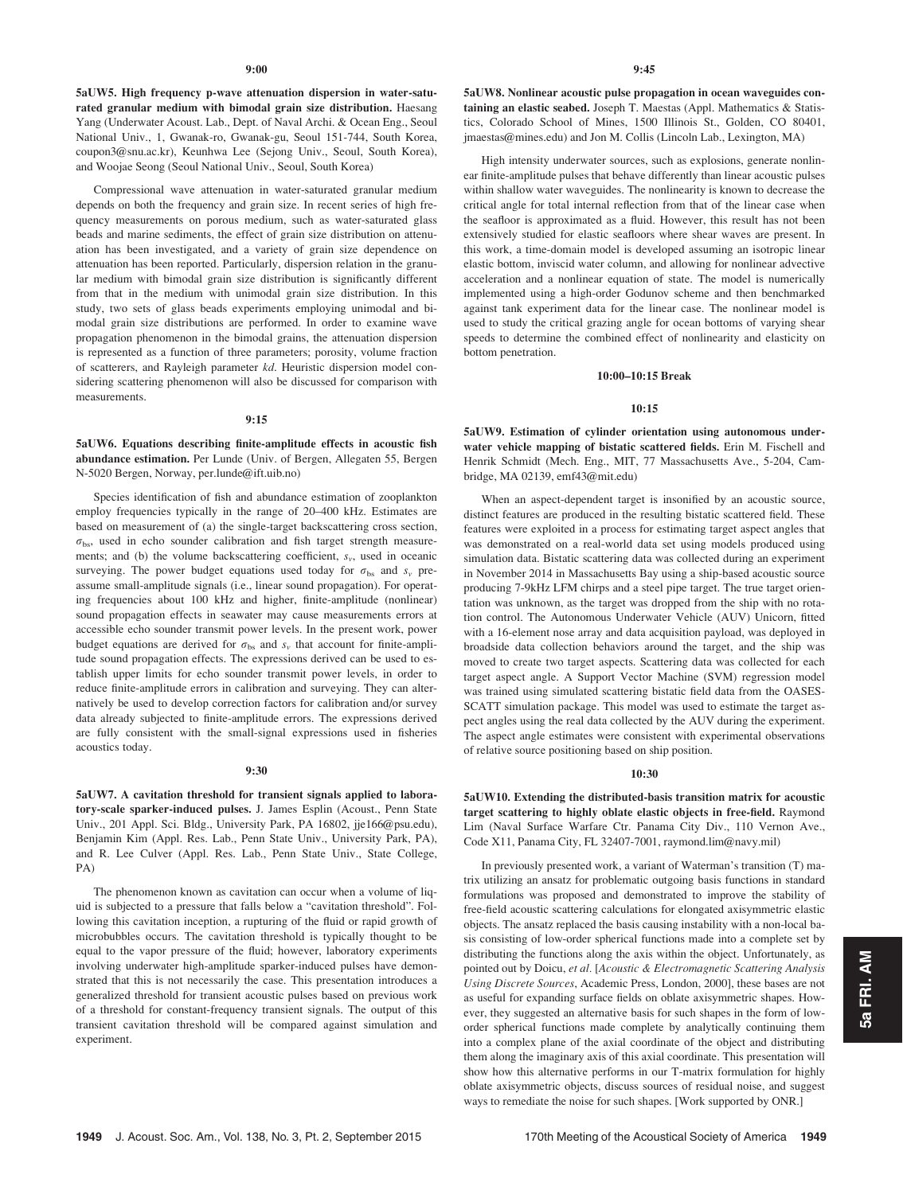**9:00**

**5aUW5. High frequency p-wave attenuation dispersion in water-saturated granular medium with bimodal grain size distribution.** Haesang Yang (Underwater Acoust. Lab., Dept. of Naval Archi. & Ocean Eng., Seoul National Univ., 1, Gwanak-ro, Gwanak-gu, Seoul 151-744, South Korea, coupon3@snu.ac.kr), Keunhwa Lee (Sejong Univ., Seoul, South Korea), and Woojae Seong (Seoul National Univ., Seoul, South Korea)

Compressional wave attenuation in water-saturated granular medium depends on both the frequency and grain size. In recent series of high frequency measurements on porous medium, such as water-saturated glass beads and marine sediments, the effect of grain size distribution on attenuation has been investigated, and a variety of grain size dependence on attenuation has been reported. Particularly, dispersion relation in the granular medium with bimodal grain size distribution is significantly different from that in the medium with unimodal grain size distribution. In this study, two sets of glass beads experiments employing unimodal and bimodal grain size distributions are performed. In order to examine wave propagation phenomenon in the bimodal grains, the attenuation dispersion is represented as a function of three parameters; porosity, volume fraction of scatterers, and Rayleigh parameter *kd*. Heuristic dispersion model considering scattering phenomenon will also be discussed for comparison with measurements.

**9:15**

**5aUW6. Equations describing finite-amplitude effects in acoustic fish abundance estimation.** Per Lunde (Univ. of Bergen, Allegaten 55, Bergen N-5020 Bergen, Norway, per.lunde@ift.uib.no)

Species identification of fish and abundance estimation of zooplankton employ frequencies typically in the range of 20–400 kHz. Estimates are based on measurement of (a) the single-target backscattering cross section, $\sigma_{bs}$, used in echo sounder calibration and fish target strength measurements; and (b) the volume backscattering coefficient, $s_v$, used in oceanic surveying. The power budget equations used today for $\sigma_{bs}$ and $s_v$ preassume small-amplitude signals (i.e., linear sound propagation). For operating frequencies about 100 kHz and higher, finite-amplitude (nonlinear) sound propagation effects in seawater may cause measurements errors at accessible echo sounder transmit power levels. In the present work, power budget equations are derived for $\sigma_{bs}$ and $s_v$ that account for finite-amplitude sound propagation effects. The expressions derived can be used to establish upper limits for echo sounder transmit power levels, in order to reduce finite-amplitude errors in calibration and surveying. They can alternatively be used to develop correction factors for calibration and/or survey data already subjected to finite-amplitude errors. The expressions derived are fully consistent with the small-signal expressions used in fisheries acoustics today.

**9:30**

**5aUW7. A cavitation threshold for transient signals applied to laboratory-scale sparker-induced pulses.** J. James Esplin (Acoust., Penn State Univ., 201 Appl. Sci. Bldg., University Park, PA 16802, jje166@psu.edu), Benjamin Kim (Appl. Res. Lab., Penn State Univ., University Park, PA), and R. Lee Culver (Appl. Res. Lab., Penn State Univ., State College, PA)

The phenomenon known as cavitation can occur when a volume of liquid is subjected to a pressure that falls below a "cavitation threshold". Following this cavitation inception, a rupturing of the fluid or rapid growth of microbubbles occurs. The cavitation threshold is typically thought to be equal to the vapor pressure of the fluid; however, laboratory experiments involving underwater high-amplitude sparker-induced pulses have demonstrated that this is not necessarily the case. This presentation introduces a generalized threshold for transient acoustic pulses based on previous work of a threshold for constant-frequency transient signals. The output of this transient cavitation threshold will be compared against simulation and experiment.

**9:45**

**5aUW8. Nonlinear acoustic pulse propagation in ocean waveguides containing an elastic seabed.** Joseph T. Maestas (Appl. Mathematics & Statistics, Colorado School of Mines, 1500 Illinois St., Golden, CO 80401, jmaestas@mines.edu) and Jon M. Collis (Lincoln Lab., Lexington, MA)

High intensity underwater sources, such as explosions, generate nonlinear finite-amplitude pulses that behave differently than linear acoustic pulses within shallow water waveguides. The nonlinearity is known to decrease the critical angle for total internal reflection from that of the linear case when the seafloor is approximated as a fluid. However, this result has not been extensively studied for elastic seafloors where shear waves are present. In this work, a time-domain model is developed assuming an isotropic linear elastic bottom, inviscid water column, and allowing for nonlinear advective acceleration and a nonlinear equation of state. The model is numerically implemented using a high-order Godunov scheme and then benchmarked against tank experiment data for the linear case. The nonlinear model is used to study the critical grazing angle for ocean bottoms of varying shear speeds to determine the combined effect of nonlinearity and elasticity on bottom penetration.

**10:00–10:15 Break**

**10:15**

**5aUW9. Estimation of cylinder orientation using autonomous underwater vehicle mapping of bistatic scattered fields.** Erin M. Fischell and Henrik Schmidt (Mech. Eng., MIT, 77 Massachusetts Ave., 5-204, Cambridge, MA 02139, emf43@mit.edu)

When an aspect-dependent target is insonified by an acoustic source, distinct features are produced in the resulting bistatic scattered field. These features were exploited in a process for estimating target aspect angles that was demonstrated on a real-world data set using models produced using simulation data. Bistatic scattering data was collected during an experiment in November 2014 in Massachusetts Bay using a ship-based acoustic source producing 7-9kHz LFM chirps and a steel pipe target. The true target orientation was unknown, as the target was dropped from the ship with no rotation control. The Autonomous Underwater Vehicle (AUV) Unicorn, fitted with a 16-element nose array and data acquisition payload, was deployed in broadside data collection behaviors around the target, and the ship was moved to create two target aspects. Scattering data was collected for each target aspect angle. A Support Vector Machine (SVM) regression model was trained using simulated scattering bistatic field data from the OASES-SCATT simulation package. This model was used to estimate the target aspect angles using the real data collected by the AUV during the experiment. The aspect angle estimates were consistent with experimental observations of relative source positioning based on ship position.

**10:30**

**5aUW10. Extending the distributed-basis transition matrix for acoustic target scattering to highly oblate elastic objects in free-field.** Raymond Lim (Naval Surface Warfare Ctr. Panama City Div., 110 Vernon Ave., Code X11, Panama City, FL 32407-7001, raymond.lim@navy.mil)

In previously presented work, a variant of Waterman's transition (T) matrix utilizing an ansatz for problematic outgoing basis functions in standard formulations was proposed and demonstrated to improve the stability of free-field acoustic scattering calculations for elongated axisymmetric elastic objects. The ansatz replaced the basis causing instability with a non-local basis consisting of low-order spherical functions made into a complete set by distributing the functions along the axis within the object. Unfortunately, as pointed out by Doicu, *et al*. [*Acoustic & Electromagnetic Scattering Analysis Using Discrete Sources*, Academic Press, London, 2000], these bases are not as useful for expanding surface fields on oblate axisymmetric shapes. However, they suggested an alternative basis for such shapes in the form of low-order spherical functions made complete by analytically continuing them into a complex plane of the axial coordinate of the object and distributing them along the imaginary axis of this axial coordinate. This presentation will show how this alternative performs in our T-matrix formulation for highly oblate axisymmetric objects, discuss sources of residual noise, and suggest ways to remediate the noise for such shapes. [Work supported by ONR.]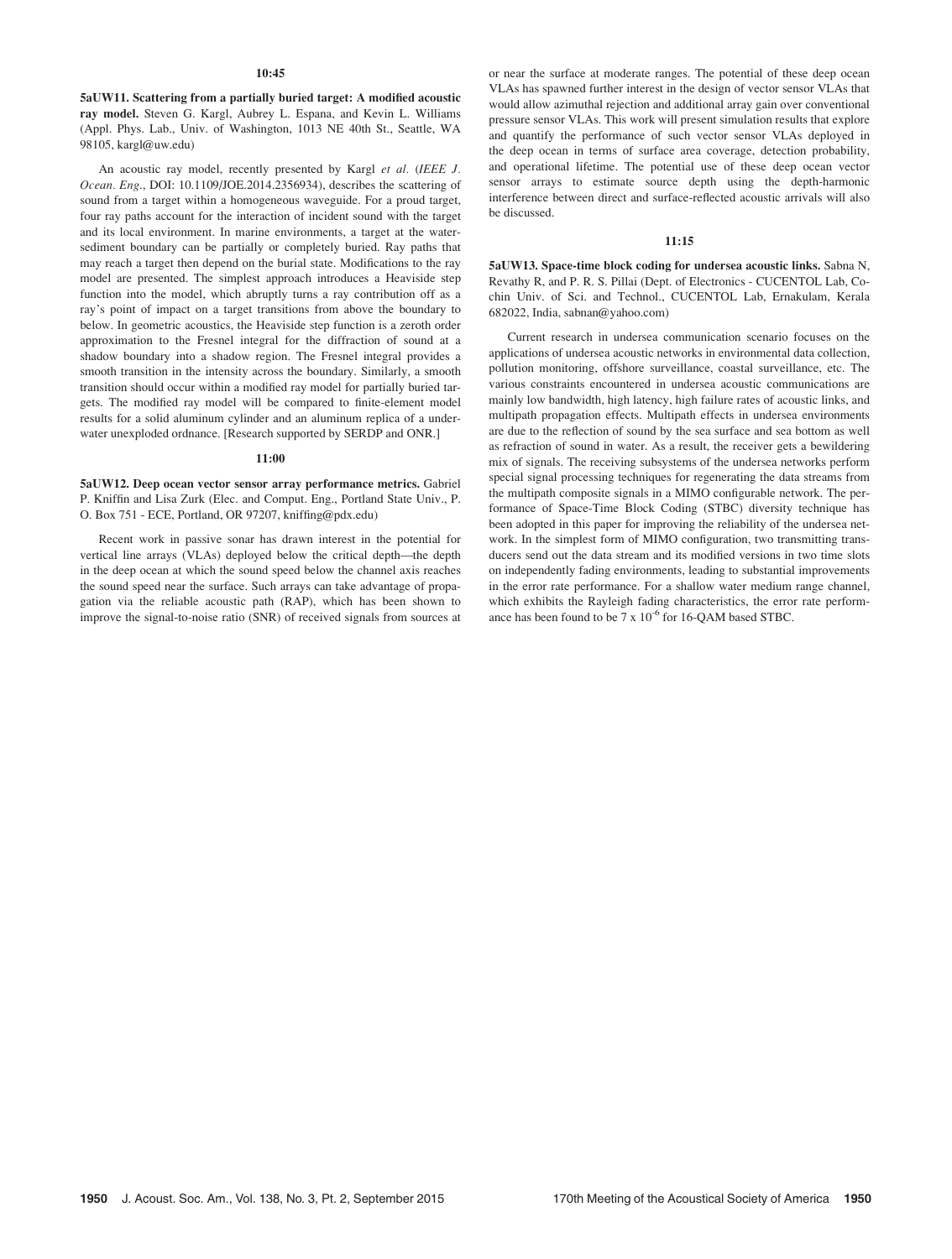**10:45**

**5aUW11. Scattering from a partially buried target: A modified acoustic ray model.** Steven G. Kargl, Aubrey L. Espana, and Kevin L. Williams (Appl. Phys. Lab., Univ. of Washington, 1013 NE 40th St., Seattle, WA 98105, kargl@uw.edu)

An acoustic ray model, recently presented by Kargl *et al.* (*IEEE J. Ocean. Eng.*, DOI: 10.1109/JOE.2014.2356934), describes the scattering of sound from a target within a homogeneous waveguide. For a proud target, four ray paths account for the interaction of incident sound with the target and its local environment. In marine environments, a target at the water-sediment boundary can be partially or completely buried. Ray paths that may reach a target then depend on the burial state. Modifications to the ray model are presented. The simplest approach introduces a Heaviside step function into the model, which abruptly turns a ray contribution off as a ray's point of impact on a target transitions from above the boundary to below. In geometric acoustics, the Heaviside step function is a zeroth order approximation to the Fresnel integral for the diffraction of sound at a shadow boundary into a shadow region. The Fresnel integral provides a smooth transition in the intensity across the boundary. Similarly, a smooth transition should occur within a modified ray model for partially buried targets. The modified ray model will be compared to finite-element model results for a solid aluminum cylinder and an aluminum replica of a underwater unexploded ordnance. [Research supported by SERDP and ONR.]

**11:00**

**5aUW12. Deep ocean vector sensor array performance metrics.** Gabriel P. Kniffin and Lisa Zurk (Elec. and Comput. Eng., Portland State Univ., P. O. Box 751 - ECE, Portland, OR 97207, kniffing@pdx.edu)

Recent work in passive sonar has drawn interest in the potential for vertical line arrays (VLAs) deployed below the critical depth—the depth in the deep ocean at which the sound speed below the channel axis reaches the sound speed near the surface. Such arrays can take advantage of propagation via the reliable acoustic path (RAP), which has been shown to improve the signal-to-noise ratio (SNR) of received signals from sources at or near the surface at moderate ranges. The potential of these deep ocean VLAs has spawned further interest in the design of vector sensor VLAs that would allow azimuthal rejection and additional array gain over conventional pressure sensor VLAs. This work will present simulation results that explore and quantify the performance of such vector sensor VLAs deployed in the deep ocean in terms of surface area coverage, detection probability, and operational lifetime. The potential use of these deep ocean vector sensor arrays to estimate source depth using the depth-harmonic interference between direct and surface-reflected acoustic arrivals will also be discussed.

**11:15**

**5aUW13. Space-time block coding for undersea acoustic links.** Sabna N, Revathy R, and P. R. S. Pillai (Dept. of Electronics - CUCENTOL Lab, Cochin Univ. of Sci. and Technol., CUCENTOL Lab, Ernakulam, Kerala 682022, India, sabnan@yahoo.com)

Current research in undersea communication scenario focuses on the applications of undersea acoustic networks in environmental data collection, pollution monitoring, offshore surveillance, coastal surveillance, etc. The various constraints encountered in undersea acoustic communications are mainly low bandwidth, high latency, high failure rates of acoustic links, and multipath propagation effects. Multipath effects in undersea environments are due to the reflection of sound by the sea surface and sea bottom as well as refraction of sound in water. As a result, the receiver gets a bewildering mix of signals. The receiving subsystems of the undersea networks perform special signal processing techniques for regenerating the data streams from the multipath composite signals in a MIMO configurable network. The performance of Space-Time Block Coding (STBC) diversity technique has been adopted in this paper for improving the reliability of the undersea network. In the simplest form of MIMO configuration, two transmitting transducers send out the data stream and its modified versions in two time slots on independently fading environments, leading to substantial improvements in the error rate performance. For a shallow water medium range channel, which exhibits the Rayleigh fading characteristics, the error rate performance has been found to be $7 \times 10^{-6}$ for 16-QAM based STBC.